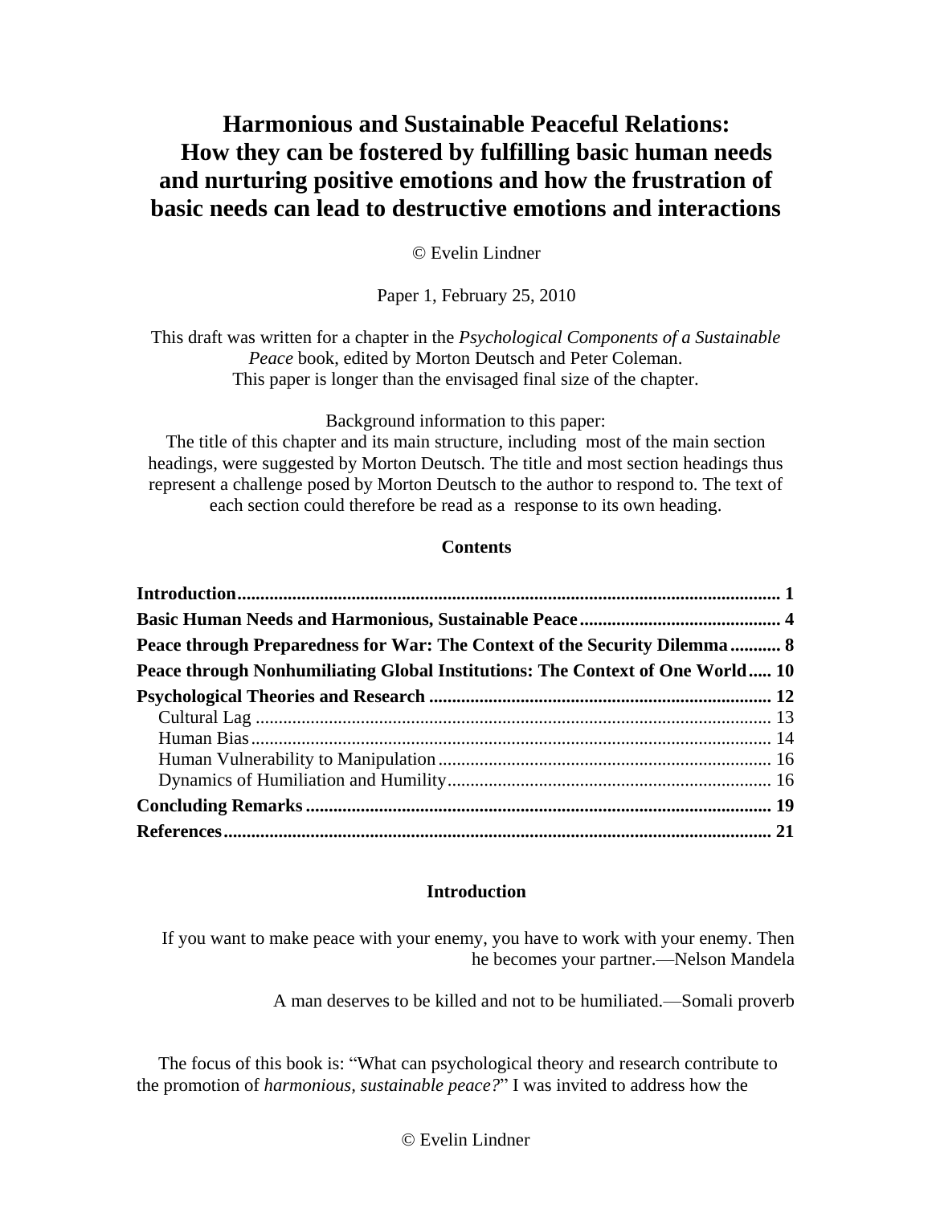# Harmonious and Sustainable Peaceful Relations: How they can be fostered by fulfilling basic human needs and nurturing positive emotions and how the frustration of basic needs can lead to destructive emotions and interactions

© Evelin Lindner

Paper 1, February 25, 2010

This draft was written for a chapter in the *Psychological Components of a Sustainable Peace* book, edited by Morton Deutsch and Peter Coleman.
This paper is longer than the envisaged final size of the chapter.

Background information to this paper:
The title of this chapter and its main structure, including most of the main section headings, were suggested by Morton Deutsch. The title and most section headings thus represent a challenge posed by Morton Deutsch to the author to respond to. The text of each section could therefore be read as a response to its own heading.

**Contents**

**Introduction** ..... 1
**Basic Human Needs and Harmonious, Sustainable Peace** ..... 4
**Peace through Preparedness for War: The Context of the Security Dilemma** ..... 8
**Peace through Nonhumiliating Global Institutions: The Context of One World** ..... 10
**Psychological Theories and Research** ..... 12
- Cultural Lag ..... 13
- Human Bias ..... 14
- Human Vulnerability to Manipulation ..... 16
- Dynamics of Humiliation and Humility ..... 16

**Concluding Remarks** ..... 19
**References** ..... 21

## Introduction

> If you want to make peace with your enemy, you have to work with your enemy. Then he becomes your partner.—Nelson Mandela

> A man deserves to be killed and not to be humiliated.—Somali proverb

The focus of this book is: "What can psychological theory and research contribute to the promotion of *harmonious, sustainable peace?*" I was invited to address how the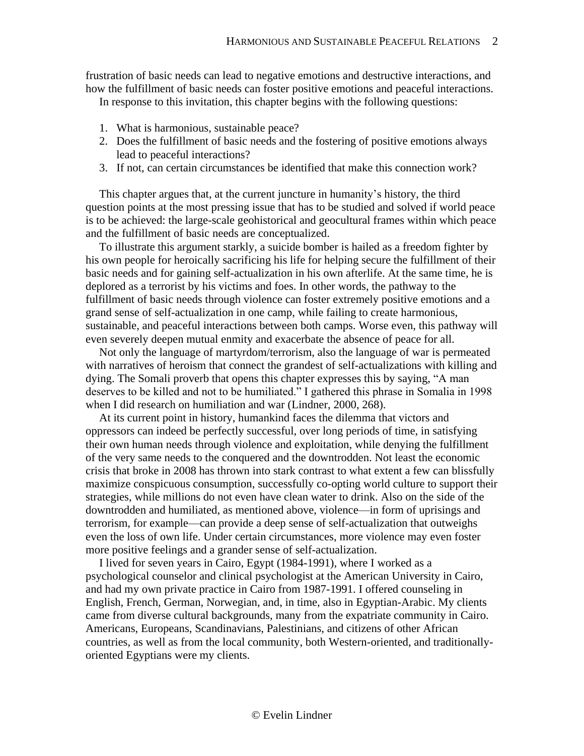frustration of basic needs can lead to negative emotions and destructive interactions, and how the fulfillment of basic needs can foster positive emotions and peaceful interactions.

In response to this invitation, this chapter begins with the following questions:

1. What is harmonious, sustainable peace?
2. Does the fulfillment of basic needs and the fostering of positive emotions always lead to peaceful interactions?
3. If not, can certain circumstances be identified that make this connection work?

This chapter argues that, at the current juncture in humanity's history, the third question points at the most pressing issue that has to be studied and solved if world peace is to be achieved: the large-scale geohistorical and geocultural frames within which peace and the fulfillment of basic needs are conceptualized.

To illustrate this argument starkly, a suicide bomber is hailed as a freedom fighter by his own people for heroically sacrificing his life for helping secure the fulfillment of their basic needs and for gaining self-actualization in his own afterlife. At the same time, he is deplored as a terrorist by his victims and foes. In other words, the pathway to the fulfillment of basic needs through violence can foster extremely positive emotions and a grand sense of self-actualization in one camp, while failing to create harmonious, sustainable, and peaceful interactions between both camps. Worse even, this pathway will even severely deepen mutual enmity and exacerbate the absence of peace for all.

Not only the language of martyrdom/terrorism, also the language of war is permeated with narratives of heroism that connect the grandest of self-actualizations with killing and dying. The Somali proverb that opens this chapter expresses this by saying, "A man deserves to be killed and not to be humiliated." I gathered this phrase in Somalia in 1998 when I did research on humiliation and war (Lindner, 2000, 268).

At its current point in history, humankind faces the dilemma that victors and oppressors can indeed be perfectly successful, over long periods of time, in satisfying their own human needs through violence and exploitation, while denying the fulfillment of the very same needs to the conquered and the downtrodden. Not least the economic crisis that broke in 2008 has thrown into stark contrast to what extent a few can blissfully maximize conspicuous consumption, successfully co-opting world culture to support their strategies, while millions do not even have clean water to drink. Also on the side of the downtrodden and humiliated, as mentioned above, violence—in form of uprisings and terrorism, for example—can provide a deep sense of self-actualization that outweighs even the loss of own life. Under certain circumstances, more violence may even foster more positive feelings and a grander sense of self-actualization.

I lived for seven years in Cairo, Egypt (1984-1991), where I worked as a psychological counselor and clinical psychologist at the American University in Cairo, and had my own private practice in Cairo from 1987-1991. I offered counseling in English, French, German, Norwegian, and, in time, also in Egyptian-Arabic. My clients came from diverse cultural backgrounds, many from the expatriate community in Cairo. Americans, Europeans, Scandinavians, Palestinians, and citizens of other African countries, as well as from the local community, both Western-oriented, and traditionally-oriented Egyptians were my clients.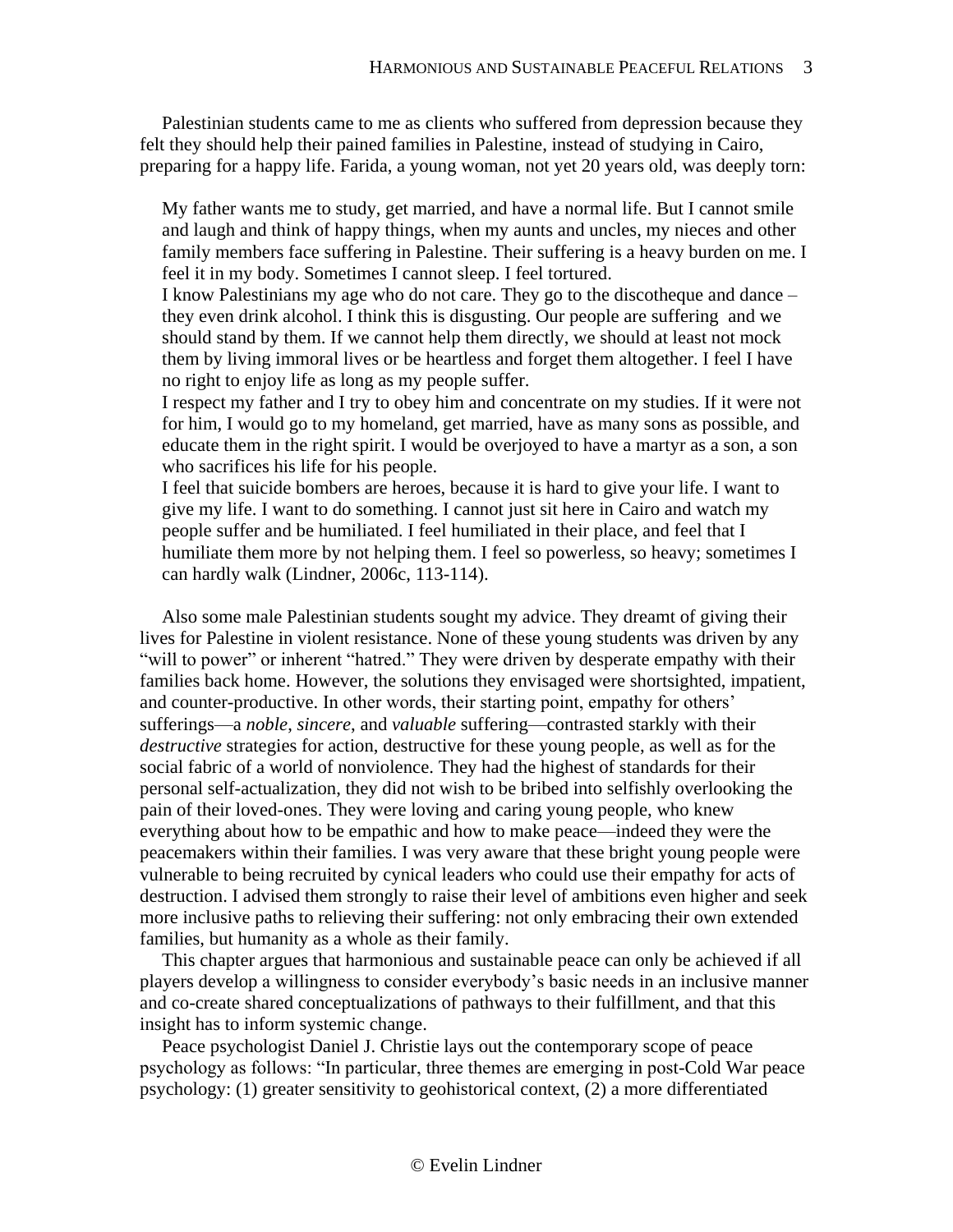Palestinian students came to me as clients who suffered from depression because they felt they should help their pained families in Palestine, instead of studying in Cairo, preparing for a happy life. Farida, a young woman, not yet 20 years old, was deeply torn:

> My father wants me to study, get married, and have a normal life. But I cannot smile and laugh and think of happy things, when my aunts and uncles, my nieces and other family members face suffering in Palestine. Their suffering is a heavy burden on me. I feel it in my body. Sometimes I cannot sleep. I feel tortured.
>
> I know Palestinians my age who do not care. They go to the discotheque and dance – they even drink alcohol. I think this is disgusting. Our people are suffering and we should stand by them. If we cannot help them directly, we should at least not mock them by living immoral lives or be heartless and forget them altogether. I feel I have no right to enjoy life as long as my people suffer.
>
> I respect my father and I try to obey him and concentrate on my studies. If it were not for him, I would go to my homeland, get married, have as many sons as possible, and educate them in the right spirit. I would be overjoyed to have a martyr as a son, a son who sacrifices his life for his people.
>
> I feel that suicide bombers are heroes, because it is hard to give your life. I want to give my life. I want to do something. I cannot just sit here in Cairo and watch my people suffer and be humiliated. I feel humiliated in their place, and feel that I humiliate them more by not helping them. I feel so powerless, so heavy; sometimes I can hardly walk (Lindner, 2006c, 113-114).

Also some male Palestinian students sought my advice. They dreamt of giving their lives for Palestine in violent resistance. None of these young students was driven by any "will to power" or inherent "hatred." They were driven by desperate empathy with their families back home. However, the solutions they envisaged were shortsighted, impatient, and counter-productive. In other words, their starting point, empathy for others' sufferings—a *noble*, *sincere*, and *valuable* suffering—contrasted starkly with their *destructive* strategies for action, destructive for these young people, as well as for the social fabric of a world of nonviolence. They had the highest of standards for their personal self-actualization, they did not wish to be bribed into selfishly overlooking the pain of their loved-ones. They were loving and caring young people, who knew everything about how to be empathic and how to make peace—indeed they were the peacemakers within their families. I was very aware that these bright young people were vulnerable to being recruited by cynical leaders who could use their empathy for acts of destruction. I advised them strongly to raise their level of ambitions even higher and seek more inclusive paths to relieving their suffering: not only embracing their own extended families, but humanity as a whole as their family.

This chapter argues that harmonious and sustainable peace can only be achieved if all players develop a willingness to consider everybody's basic needs in an inclusive manner and co-create shared conceptualizations of pathways to their fulfillment, and that this insight has to inform systemic change.

Peace psychologist Daniel J. Christie lays out the contemporary scope of peace psychology as follows: "In particular, three themes are emerging in post-Cold War peace psychology: (1) greater sensitivity to geohistorical context, (2) a more differentiated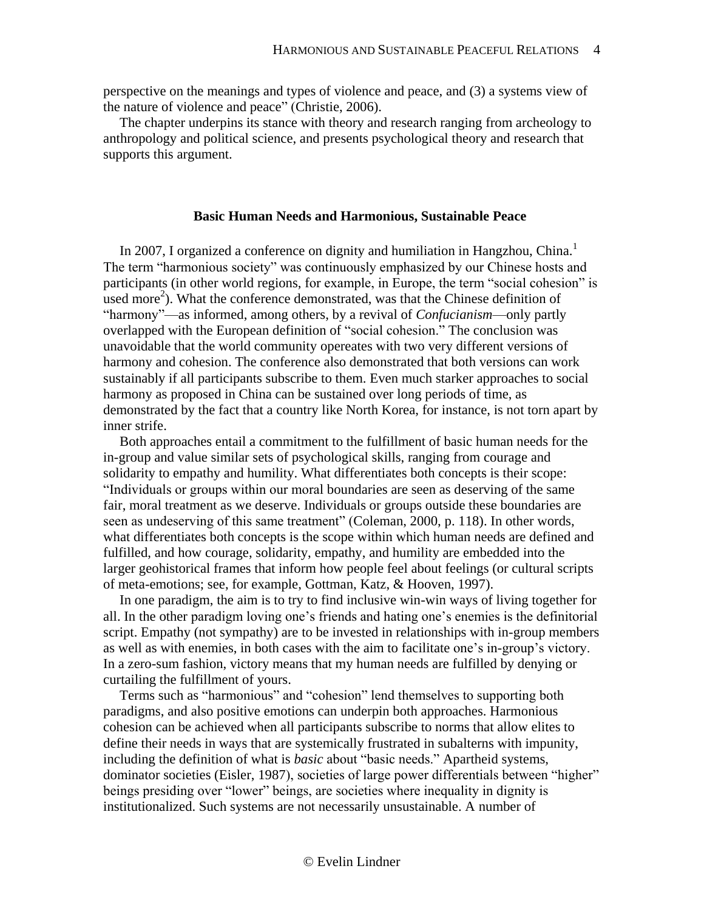perspective on the meanings and types of violence and peace, and (3) a systems view of the nature of violence and peace" (Christie, 2006).

The chapter underpins its stance with theory and research ranging from archeology to anthropology and political science, and presents psychological theory and research that supports this argument.

### Basic Human Needs and Harmonious, Sustainable Peace

In 2007, I organized a conference on dignity and humiliation in Hangzhou, China.[1] The term "harmonious society" was continuously emphasized by our Chinese hosts and participants (in other world regions, for example, in Europe, the term "social cohesion" is used more[2]). What the conference demonstrated, was that the Chinese definition of "harmony"—as informed, among others, by a revival of *Confucianism*—only partly overlapped with the European definition of "social cohesion." The conclusion was unavoidable that the world community opereates with two very different versions of harmony and cohesion. The conference also demonstrated that both versions can work sustainably if all participants subscribe to them. Even much starker approaches to social harmony as proposed in China can be sustained over long periods of time, as demonstrated by the fact that a country like North Korea, for instance, is not torn apart by inner strife.

Both approaches entail a commitment to the fulfillment of basic human needs for the in-group and value similar sets of psychological skills, ranging from courage and solidarity to empathy and humility. What differentiates both concepts is their scope: "Individuals or groups within our moral boundaries are seen as deserving of the same fair, moral treatment as we deserve. Individuals or groups outside these boundaries are seen as undeserving of this same treatment" (Coleman, 2000, p. 118). In other words, what differentiates both concepts is the scope within which human needs are defined and fulfilled, and how courage, solidarity, empathy, and humility are embedded into the larger geohistorical frames that inform how people feel about feelings (or cultural scripts of meta-emotions; see, for example, Gottman, Katz, & Hooven, 1997).

In one paradigm, the aim is to try to find inclusive win-win ways of living together for all. In the other paradigm loving one's friends and hating one's enemies is the definitorial script. Empathy (not sympathy) are to be invested in relationships with in-group members as well as with enemies, in both cases with the aim to facilitate one's in-group's victory. In a zero-sum fashion, victory means that my human needs are fulfilled by denying or curtailing the fulfillment of yours.

Terms such as "harmonious" and "cohesion" lend themselves to supporting both paradigms, and also positive emotions can underpin both approaches. Harmonious cohesion can be achieved when all participants subscribe to norms that allow elites to define their needs in ways that are systemically frustrated in subalterns with impunity, including the definition of what is *basic* about "basic needs." Apartheid systems, dominator societies (Eisler, 1987), societies of large power differentials between "higher" beings presiding over "lower" beings, are societies where inequality in dignity is institutionalized. Such systems are not necessarily unsustainable. A number of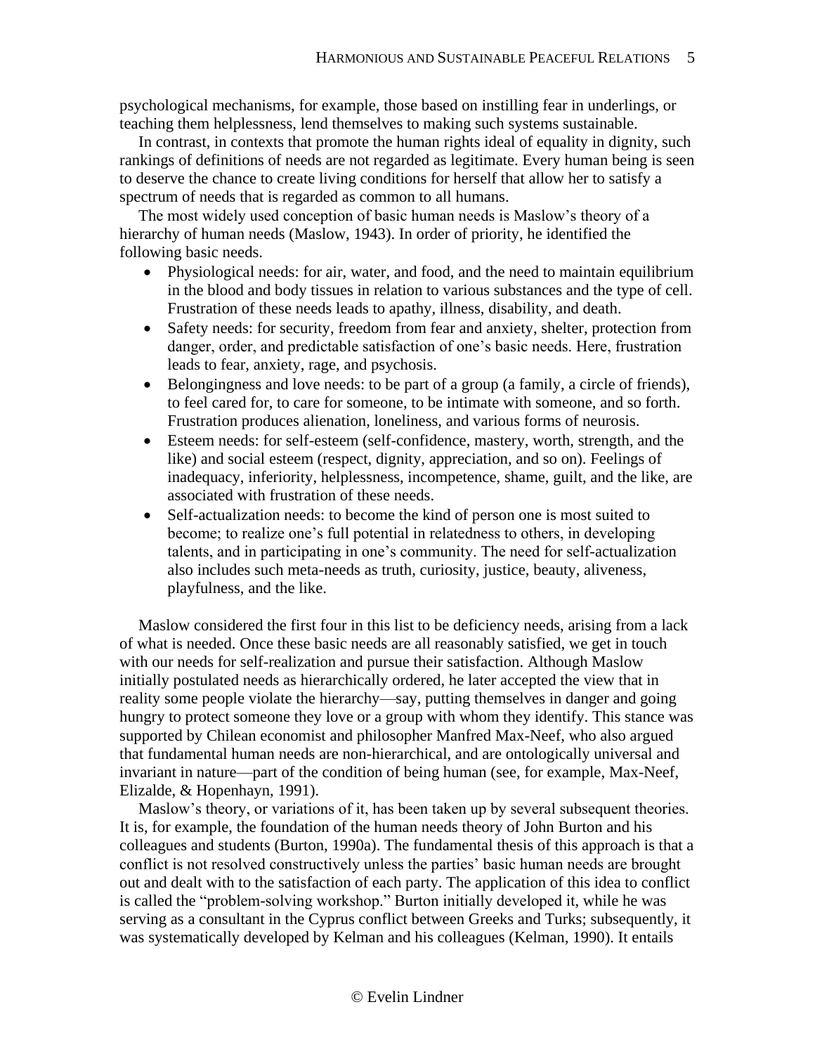psychological mechanisms, for example, those based on instilling fear in underlings, or teaching them helplessness, lend themselves to making such systems sustainable.

In contrast, in contexts that promote the human rights ideal of equality in dignity, such rankings of definitions of needs are not regarded as legitimate. Every human being is seen to deserve the chance to create living conditions for herself that allow her to satisfy a spectrum of needs that is regarded as common to all humans.

The most widely used conception of basic human needs is Maslow's theory of a hierarchy of human needs (Maslow, 1943). In order of priority, he identified the following basic needs.

- Physiological needs: for air, water, and food, and the need to maintain equilibrium in the blood and body tissues in relation to various substances and the type of cell. Frustration of these needs leads to apathy, illness, disability, and death.
- Safety needs: for security, freedom from fear and anxiety, shelter, protection from danger, order, and predictable satisfaction of one's basic needs. Here, frustration leads to fear, anxiety, rage, and psychosis.
- Belongingness and love needs: to be part of a group (a family, a circle of friends), to feel cared for, to care for someone, to be intimate with someone, and so forth. Frustration produces alienation, loneliness, and various forms of neurosis.
- Esteem needs: for self-esteem (self-confidence, mastery, worth, strength, and the like) and social esteem (respect, dignity, appreciation, and so on). Feelings of inadequacy, inferiority, helplessness, incompetence, shame, guilt, and the like, are associated with frustration of these needs.
- Self-actualization needs: to become the kind of person one is most suited to become; to realize one's full potential in relatedness to others, in developing talents, and in participating in one's community. The need for self-actualization also includes such meta-needs as truth, curiosity, justice, beauty, aliveness, playfulness, and the like.

Maslow considered the first four in this list to be deficiency needs, arising from a lack of what is needed. Once these basic needs are all reasonably satisfied, we get in touch with our needs for self-realization and pursue their satisfaction. Although Maslow initially postulated needs as hierarchically ordered, he later accepted the view that in reality some people violate the hierarchy—say, putting themselves in danger and going hungry to protect someone they love or a group with whom they identify. This stance was supported by Chilean economist and philosopher Manfred Max-Neef, who also argued that fundamental human needs are non-hierarchical, and are ontologically universal and invariant in nature—part of the condition of being human (see, for example, Max-Neef, Elizalde, & Hopenhayn, 1991).

Maslow's theory, or variations of it, has been taken up by several subsequent theories. It is, for example, the foundation of the human needs theory of John Burton and his colleagues and students (Burton, 1990a). The fundamental thesis of this approach is that a conflict is not resolved constructively unless the parties' basic human needs are brought out and dealt with to the satisfaction of each party. The application of this idea to conflict is called the "problem-solving workshop." Burton initially developed it, while he was serving as a consultant in the Cyprus conflict between Greeks and Turks; subsequently, it was systematically developed by Kelman and his colleagues (Kelman, 1990). It entails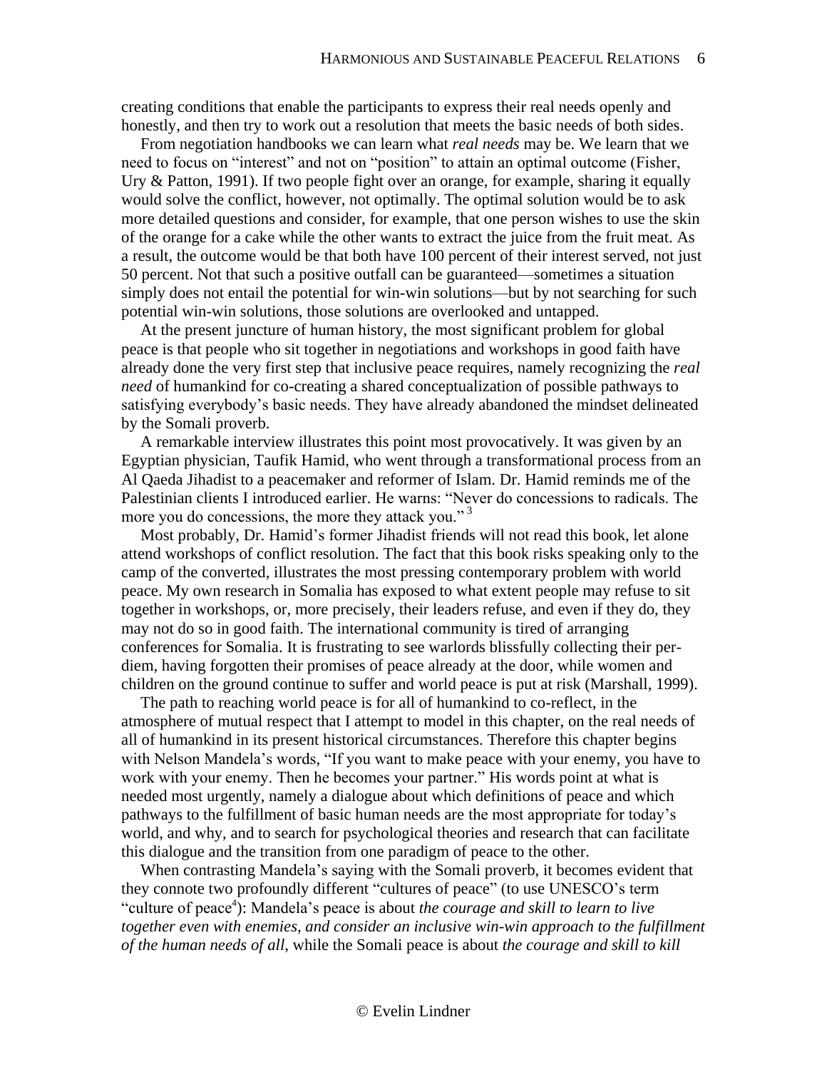creating conditions that enable the participants to express their real needs openly and honestly, and then try to work out a resolution that meets the basic needs of both sides.

From negotiation handbooks we can learn what *real needs* may be. We learn that we need to focus on "interest" and not on "position" to attain an optimal outcome (Fisher, Ury & Patton, 1991). If two people fight over an orange, for example, sharing it equally would solve the conflict, however, not optimally. The optimal solution would be to ask more detailed questions and consider, for example, that one person wishes to use the skin of the orange for a cake while the other wants to extract the juice from the fruit meat. As a result, the outcome would be that both have 100 percent of their interest served, not just 50 percent. Not that such a positive outfall can be guaranteed—sometimes a situation simply does not entail the potential for win-win solutions—but by not searching for such potential win-win solutions, those solutions are overlooked and untapped.

At the present juncture of human history, the most significant problem for global peace is that people who sit together in negotiations and workshops in good faith have already done the very first step that inclusive peace requires, namely recognizing the *real need* of humankind for co-creating a shared conceptualization of possible pathways to satisfying everybody's basic needs. They have already abandoned the mindset delineated by the Somali proverb.

A remarkable interview illustrates this point most provocatively. It was given by an Egyptian physician, Taufik Hamid, who went through a transformational process from an Al Qaeda Jihadist to a peacemaker and reformer of Islam. Dr. Hamid reminds me of the Palestinian clients I introduced earlier. He warns: "Never do concessions to radicals. The more you do concessions, the more they attack you." [3]

Most probably, Dr. Hamid's former Jihadist friends will not read this book, let alone attend workshops of conflict resolution. The fact that this book risks speaking only to the camp of the converted, illustrates the most pressing contemporary problem with world peace. My own research in Somalia has exposed to what extent people may refuse to sit together in workshops, or, more precisely, their leaders refuse, and even if they do, they may not do so in good faith. The international community is tired of arranging conferences for Somalia. It is frustrating to see warlords blissfully collecting their per-diem, having forgotten their promises of peace already at the door, while women and children on the ground continue to suffer and world peace is put at risk (Marshall, 1999).

The path to reaching world peace is for all of humankind to co-reflect, in the atmosphere of mutual respect that I attempt to model in this chapter, on the real needs of all of humankind in its present historical circumstances. Therefore this chapter begins with Nelson Mandela's words, "If you want to make peace with your enemy, you have to work with your enemy. Then he becomes your partner." His words point at what is needed most urgently, namely a dialogue about which definitions of peace and which pathways to the fulfillment of basic human needs are the most appropriate for today's world, and why, and to search for psychological theories and research that can facilitate this dialogue and the transition from one paradigm of peace to the other.

When contrasting Mandela's saying with the Somali proverb, it becomes evident that they connote two profoundly different "cultures of peace" (to use UNESCO's term "culture of peace[4]): Mandela's peace is about *the courage and skill to learn to live together even with enemies, and consider an inclusive win-win approach to the fulfillment of the human needs of all*, while the Somali peace is about *the courage and skill to kill*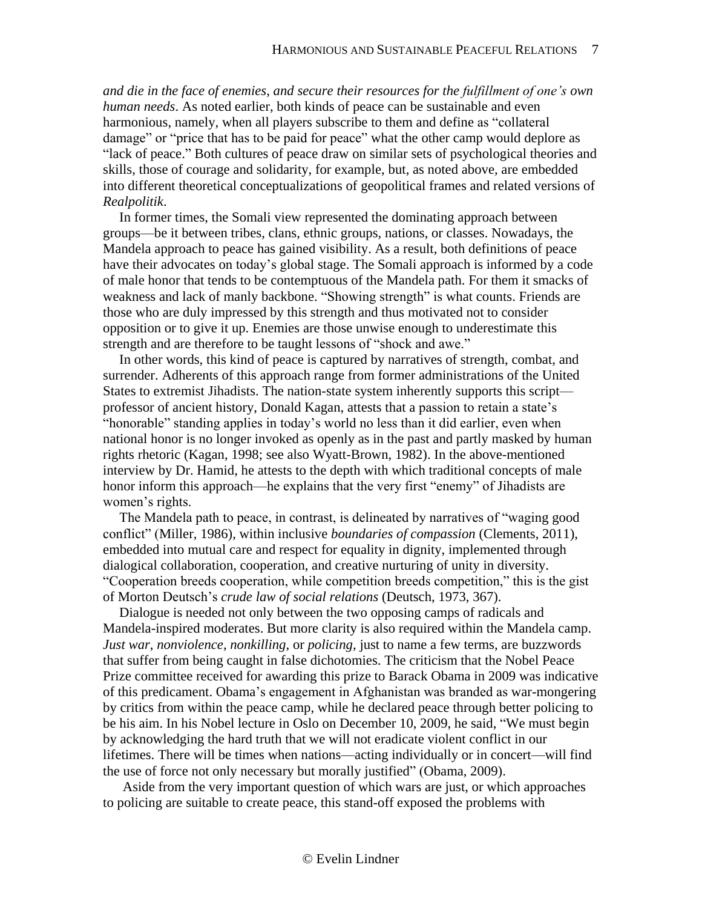*and die in the face of enemies, and secure their resources for the fulfillment of one's own human needs*. As noted earlier, both kinds of peace can be sustainable and even harmonious, namely, when all players subscribe to them and define as "collateral damage" or "price that has to be paid for peace" what the other camp would deplore as "lack of peace." Both cultures of peace draw on similar sets of psychological theories and skills, those of courage and solidarity, for example, but, as noted above, are embedded into different theoretical conceptualizations of geopolitical frames and related versions of *Realpolitik*.

In former times, the Somali view represented the dominating approach between groups—be it between tribes, clans, ethnic groups, nations, or classes. Nowadays, the Mandela approach to peace has gained visibility. As a result, both definitions of peace have their advocates on today's global stage. The Somali approach is informed by a code of male honor that tends to be contemptuous of the Mandela path. For them it smacks of weakness and lack of manly backbone. "Showing strength" is what counts. Friends are those who are duly impressed by this strength and thus motivated not to consider opposition or to give it up. Enemies are those unwise enough to underestimate this strength and are therefore to be taught lessons of "shock and awe."

In other words, this kind of peace is captured by narratives of strength, combat, and surrender. Adherents of this approach range from former administrations of the United States to extremist Jihadists. The nation-state system inherently supports this script—professor of ancient history, Donald Kagan, attests that a passion to retain a state's "honorable" standing applies in today's world no less than it did earlier, even when national honor is no longer invoked as openly as in the past and partly masked by human rights rhetoric (Kagan, 1998; see also Wyatt-Brown, 1982). In the above-mentioned interview by Dr. Hamid, he attests to the depth with which traditional concepts of male honor inform this approach—he explains that the very first "enemy" of Jihadists are women's rights.

The Mandela path to peace, in contrast, is delineated by narratives of "waging good conflict" (Miller, 1986), within inclusive *boundaries of compassion* (Clements, 2011), embedded into mutual care and respect for equality in dignity, implemented through dialogical collaboration, cooperation, and creative nurturing of unity in diversity. "Cooperation breeds cooperation, while competition breeds competition," this is the gist of Morton Deutsch's *crude law of social relations* (Deutsch, 1973, 367).

Dialogue is needed not only between the two opposing camps of radicals and Mandela-inspired moderates. But more clarity is also required within the Mandela camp. *Just war*, *nonviolence*, *nonkilling*, or *policing*, just to name a few terms, are buzzwords that suffer from being caught in false dichotomies. The criticism that the Nobel Peace Prize committee received for awarding this prize to Barack Obama in 2009 was indicative of this predicament. Obama's engagement in Afghanistan was branded as war-mongering by critics from within the peace camp, while he declared peace through better policing to be his aim. In his Nobel lecture in Oslo on December 10, 2009, he said, "We must begin by acknowledging the hard truth that we will not eradicate violent conflict in our lifetimes. There will be times when nations—acting individually or in concert—will find the use of force not only necessary but morally justified" (Obama, 2009).

Aside from the very important question of which wars are just, or which approaches to policing are suitable to create peace, this stand-off exposed the problems with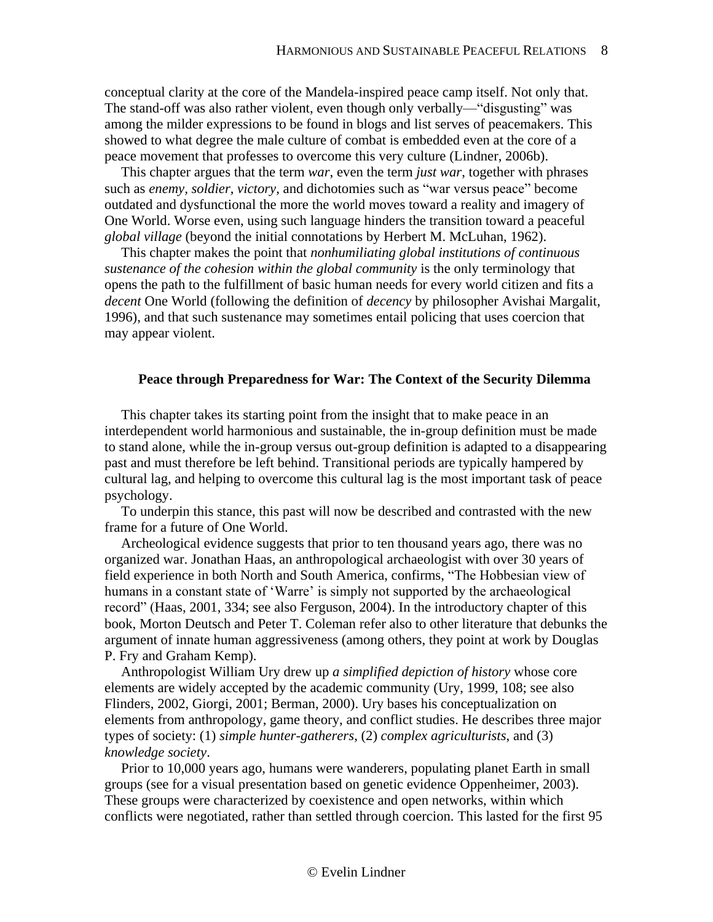conceptual clarity at the core of the Mandela-inspired peace camp itself. Not only that. The stand-off was also rather violent, even though only verbally—"disgusting" was among the milder expressions to be found in blogs and list serves of peacemakers. This showed to what degree the male culture of combat is embedded even at the core of a peace movement that professes to overcome this very culture (Lindner, 2006b).

This chapter argues that the term *war*, even the term *just war*, together with phrases such as *enemy*, *soldier*, *victory*, and dichotomies such as "war versus peace" become outdated and dysfunctional the more the world moves toward a reality and imagery of One World. Worse even, using such language hinders the transition toward a peaceful *global village* (beyond the initial connotations by Herbert M. McLuhan, 1962).

This chapter makes the point that *nonhumiliating global institutions of continuous sustenance of the cohesion within the global community* is the only terminology that opens the path to the fulfillment of basic human needs for every world citizen and fits a *decent* One World (following the definition of *decency* by philosopher Avishai Margalit, 1996), and that such sustenance may sometimes entail policing that uses coercion that may appear violent.

## Peace through Preparedness for War: The Context of the Security Dilemma

This chapter takes its starting point from the insight that to make peace in an interdependent world harmonious and sustainable, the in-group definition must be made to stand alone, while the in-group versus out-group definition is adapted to a disappearing past and must therefore be left behind. Transitional periods are typically hampered by cultural lag, and helping to overcome this cultural lag is the most important task of peace psychology.

To underpin this stance, this past will now be described and contrasted with the new frame for a future of One World.

Archeological evidence suggests that prior to ten thousand years ago, there was no organized war. Jonathan Haas, an anthropological archaeologist with over 30 years of field experience in both North and South America, confirms, "The Hobbesian view of humans in a constant state of 'Warre' is simply not supported by the archaeological record" (Haas, 2001, 334; see also Ferguson, 2004). In the introductory chapter of this book, Morton Deutsch and Peter T. Coleman refer also to other literature that debunks the argument of innate human aggressiveness (among others, they point at work by Douglas P. Fry and Graham Kemp).

Anthropologist William Ury drew up *a simplified depiction of history* whose core elements are widely accepted by the academic community (Ury, 1999, 108; see also Flinders, 2002, Giorgi, 2001; Berman, 2000). Ury bases his conceptualization on elements from anthropology, game theory, and conflict studies. He describes three major types of society: (1) *simple hunter-gatherers*, (2) *complex agriculturists*, and (3) *knowledge society*.

Prior to 10,000 years ago, humans were wanderers, populating planet Earth in small groups (see for a visual presentation based on genetic evidence Oppenheimer, 2003). These groups were characterized by coexistence and open networks, within which conflicts were negotiated, rather than settled through coercion. This lasted for the first 95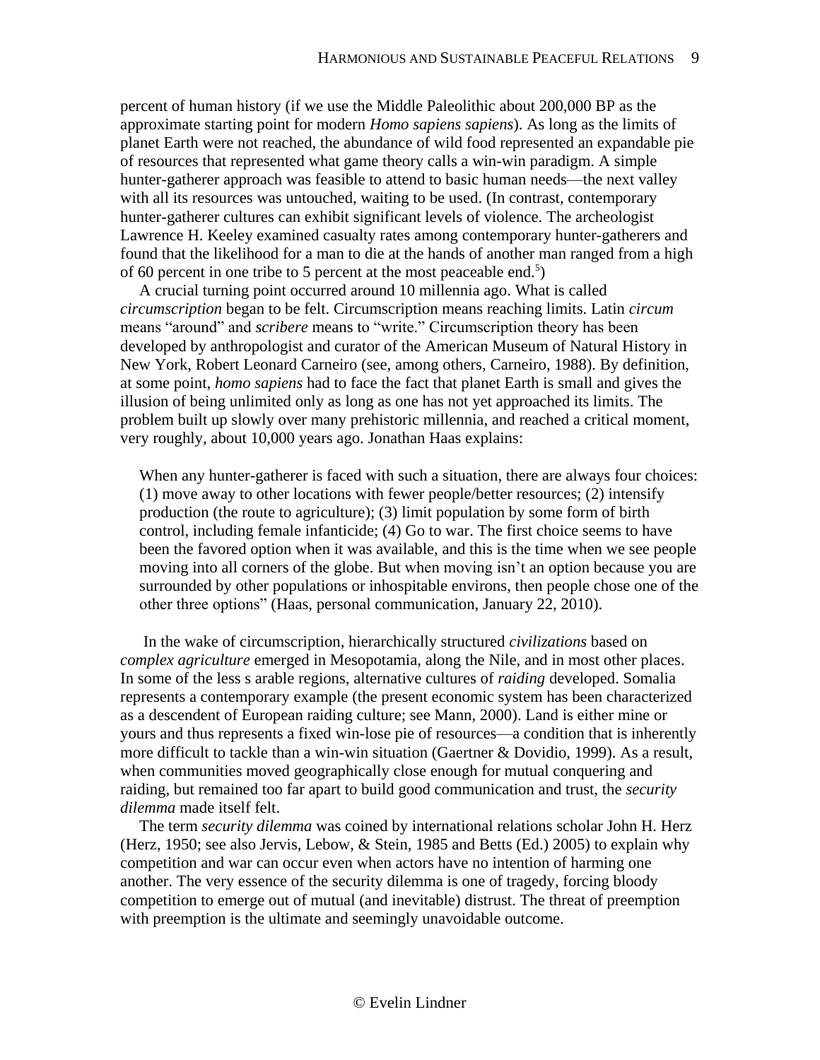percent of human history (if we use the Middle Paleolithic about 200,000 BP as the approximate starting point for modern *Homo sapiens sapiens*). As long as the limits of planet Earth were not reached, the abundance of wild food represented an expandable pie of resources that represented what game theory calls a win-win paradigm. A simple hunter-gatherer approach was feasible to attend to basic human needs—the next valley with all its resources was untouched, waiting to be used. (In contrast, contemporary hunter-gatherer cultures can exhibit significant levels of violence. The archeologist Lawrence H. Keeley examined casualty rates among contemporary hunter-gatherers and found that the likelihood for a man to die at the hands of another man ranged from a high of 60 percent in one tribe to 5 percent at the most peaceable end.[5])

A crucial turning point occurred around 10 millennia ago. What is called *circumscription* began to be felt. Circumscription means reaching limits. Latin *circum* means "around" and *scribere* means to "write." Circumscription theory has been developed by anthropologist and curator of the American Museum of Natural History in New York, Robert Leonard Carneiro (see, among others, Carneiro, 1988). By definition, at some point, *homo sapiens* had to face the fact that planet Earth is small and gives the illusion of being unlimited only as long as one has not yet approached its limits. The problem built up slowly over many prehistoric millennia, and reached a critical moment, very roughly, about 10,000 years ago. Jonathan Haas explains:

> When any hunter-gatherer is faced with such a situation, there are always four choices: (1) move away to other locations with fewer people/better resources; (2) intensify production (the route to agriculture); (3) limit population by some form of birth control, including female infanticide; (4) Go to war. The first choice seems to have been the favored option when it was available, and this is the time when we see people moving into all corners of the globe. But when moving isn't an option because you are surrounded by other populations or inhospitable environs, then people chose one of the other three options" (Haas, personal communication, January 22, 2010).

In the wake of circumscription, hierarchically structured *civilizations* based on *complex agriculture* emerged in Mesopotamia, along the Nile, and in most other places. In some of the less s arable regions, alternative cultures of *raiding* developed. Somalia represents a contemporary example (the present economic system has been characterized as a descendent of European raiding culture; see Mann, 2000). Land is either mine or yours and thus represents a fixed win-lose pie of resources—a condition that is inherently more difficult to tackle than a win-win situation (Gaertner & Dovidio, 1999). As a result, when communities moved geographically close enough for mutual conquering and raiding, but remained too far apart to build good communication and trust, the *security dilemma* made itself felt.

The term *security dilemma* was coined by international relations scholar John H. Herz (Herz, 1950; see also Jervis, Lebow, & Stein, 1985 and Betts (Ed.) 2005) to explain why competition and war can occur even when actors have no intention of harming one another. The very essence of the security dilemma is one of tragedy, forcing bloody competition to emerge out of mutual (and inevitable) distrust. The threat of preemption with preemption is the ultimate and seemingly unavoidable outcome.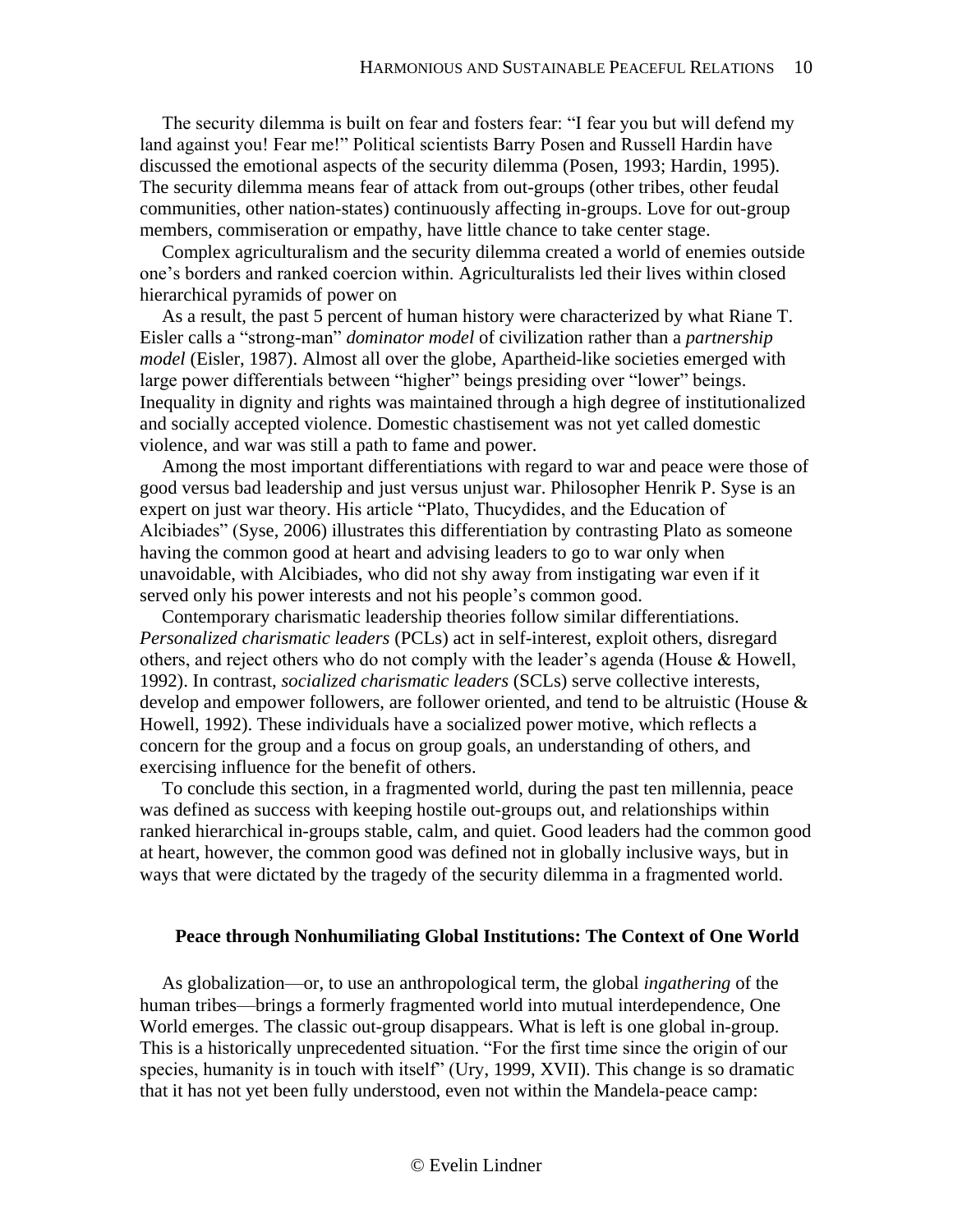The security dilemma is built on fear and fosters fear: "I fear you but will defend my land against you! Fear me!" Political scientists Barry Posen and Russell Hardin have discussed the emotional aspects of the security dilemma (Posen, 1993; Hardin, 1995). The security dilemma means fear of attack from out-groups (other tribes, other feudal communities, other nation-states) continuously affecting in-groups. Love for out-group members, commiseration or empathy, have little chance to take center stage.

Complex agriculturalism and the security dilemma created a world of enemies outside one's borders and ranked coercion within. Agriculturalists led their lives within closed hierarchical pyramids of power on

As a result, the past 5 percent of human history were characterized by what Riane T. Eisler calls a "strong-man" *dominator model* of civilization rather than a *partnership model* (Eisler, 1987). Almost all over the globe, Apartheid-like societies emerged with large power differentials between "higher" beings presiding over "lower" beings. Inequality in dignity and rights was maintained through a high degree of institutionalized and socially accepted violence. Domestic chastisement was not yet called domestic violence, and war was still a path to fame and power.

Among the most important differentiations with regard to war and peace were those of good versus bad leadership and just versus unjust war. Philosopher Henrik P. Syse is an expert on just war theory. His article "Plato, Thucydides, and the Education of Alcibiades" (Syse, 2006) illustrates this differentiation by contrasting Plato as someone having the common good at heart and advising leaders to go to war only when unavoidable, with Alcibiades, who did not shy away from instigating war even if it served only his power interests and not his people's common good.

Contemporary charismatic leadership theories follow similar differentiations. *Personalized charismatic leaders* (PCLs) act in self-interest, exploit others, disregard others, and reject others who do not comply with the leader's agenda (House & Howell, 1992). In contrast, *socialized charismatic leaders* (SCLs) serve collective interests, develop and empower followers, are follower oriented, and tend to be altruistic (House & Howell, 1992). These individuals have a socialized power motive, which reflects a concern for the group and a focus on group goals, an understanding of others, and exercising influence for the benefit of others.

To conclude this section, in a fragmented world, during the past ten millennia, peace was defined as success with keeping hostile out-groups out, and relationships within ranked hierarchical in-groups stable, calm, and quiet. Good leaders had the common good at heart, however, the common good was defined not in globally inclusive ways, but in ways that were dictated by the tragedy of the security dilemma in a fragmented world.

## Peace through Nonhumiliating Global Institutions: The Context of One World

As globalization—or, to use an anthropological term, the global *ingathering* of the human tribes—brings a formerly fragmented world into mutual interdependence, One World emerges. The classic out-group disappears. What is left is one global in-group. This is a historically unprecedented situation. "For the first time since the origin of our species, humanity is in touch with itself" (Ury, 1999, XVII). This change is so dramatic that it has not yet been fully understood, even not within the Mandela-peace camp: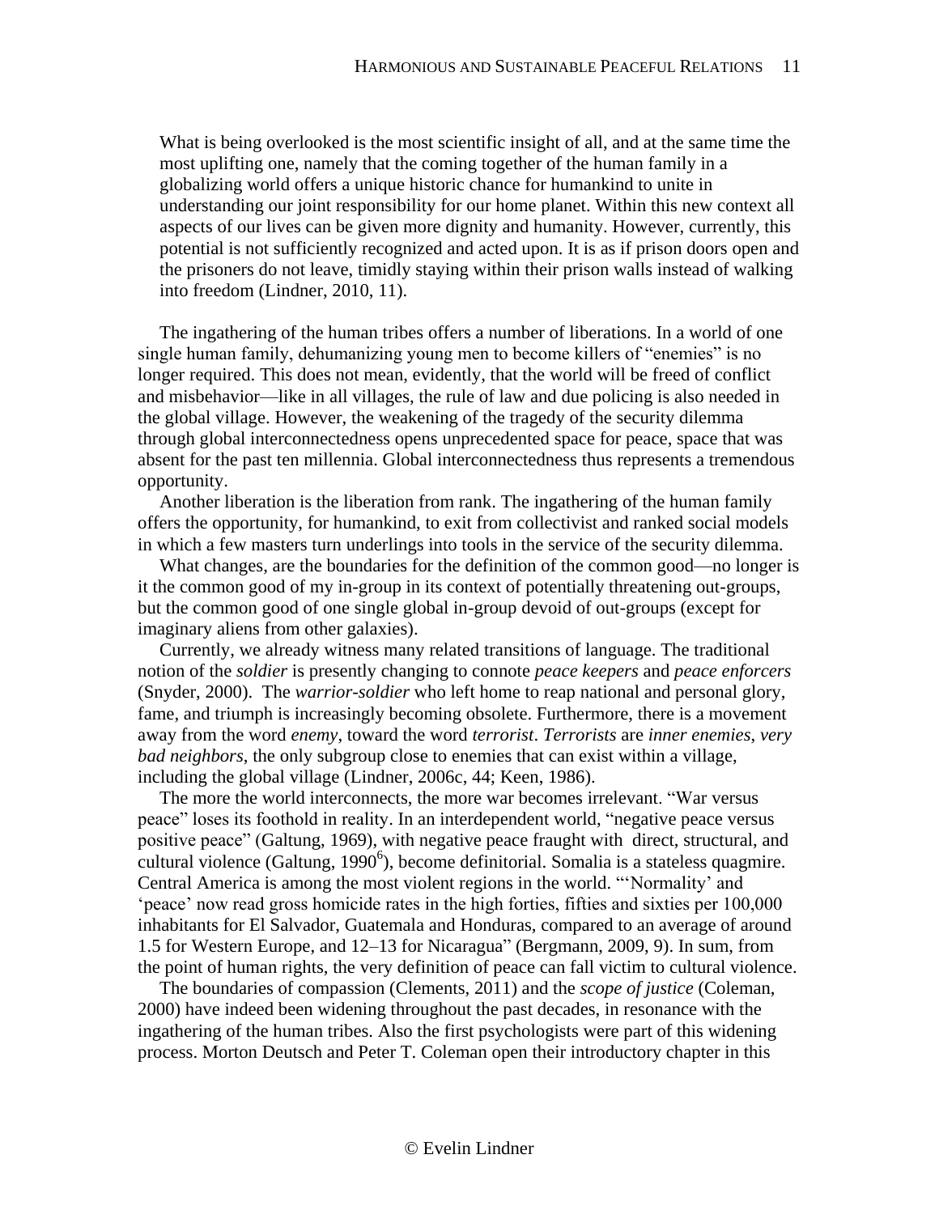> What is being overlooked is the most scientific insight of all, and at the same time the most uplifting one, namely that the coming together of the human family in a globalizing world offers a unique historic chance for humankind to unite in understanding our joint responsibility for our home planet. Within this new context all aspects of our lives can be given more dignity and humanity. However, currently, this potential is not sufficiently recognized and acted upon. It is as if prison doors open and the prisoners do not leave, timidly staying within their prison walls instead of walking into freedom (Lindner, 2010, 11).

The ingathering of the human tribes offers a number of liberations. In a world of one single human family, dehumanizing young men to become killers of "enemies" is no longer required. This does not mean, evidently, that the world will be freed of conflict and misbehavior—like in all villages, the rule of law and due policing is also needed in the global village. However, the weakening of the tragedy of the security dilemma through global interconnectedness opens unprecedented space for peace, space that was absent for the past ten millennia. Global interconnectedness thus represents a tremendous opportunity.

Another liberation is the liberation from rank. The ingathering of the human family offers the opportunity, for humankind, to exit from collectivist and ranked social models in which a few masters turn underlings into tools in the service of the security dilemma.

What changes, are the boundaries for the definition of the common good—no longer is it the common good of my in-group in its context of potentially threatening out-groups, but the common good of one single global in-group devoid of out-groups (except for imaginary aliens from other galaxies).

Currently, we already witness many related transitions of language. The traditional notion of the *soldier* is presently changing to connote *peace keepers* and *peace enforcers* (Snyder, 2000). The *warrior-soldier* who left home to reap national and personal glory, fame, and triumph is increasingly becoming obsolete. Furthermore, there is a movement away from the word *enemy*, toward the word *terrorist*. *Terrorists* are *inner enemies*, *very bad neighbors*, the only subgroup close to enemies that can exist within a village, including the global village (Lindner, 2006c, 44; Keen, 1986).

The more the world interconnects, the more war becomes irrelevant. "War versus peace" loses its foothold in reality. In an interdependent world, "negative peace versus positive peace" (Galtung, 1969), with negative peace fraught with direct, structural, and cultural violence (Galtung, 1990[6]), become definitorial. Somalia is a stateless quagmire. Central America is among the most violent regions in the world. "'Normality' and 'peace' now read gross homicide rates in the high forties, fifties and sixties per 100,000 inhabitants for El Salvador, Guatemala and Honduras, compared to an average of around 1.5 for Western Europe, and 12–13 for Nicaragua" (Bergmann, 2009, 9). In sum, from the point of human rights, the very definition of peace can fall victim to cultural violence.

The boundaries of compassion (Clements, 2011) and the *scope of justice* (Coleman, 2000) have indeed been widening throughout the past decades, in resonance with the ingathering of the human tribes. Also the first psychologists were part of this widening process. Morton Deutsch and Peter T. Coleman open their introductory chapter in this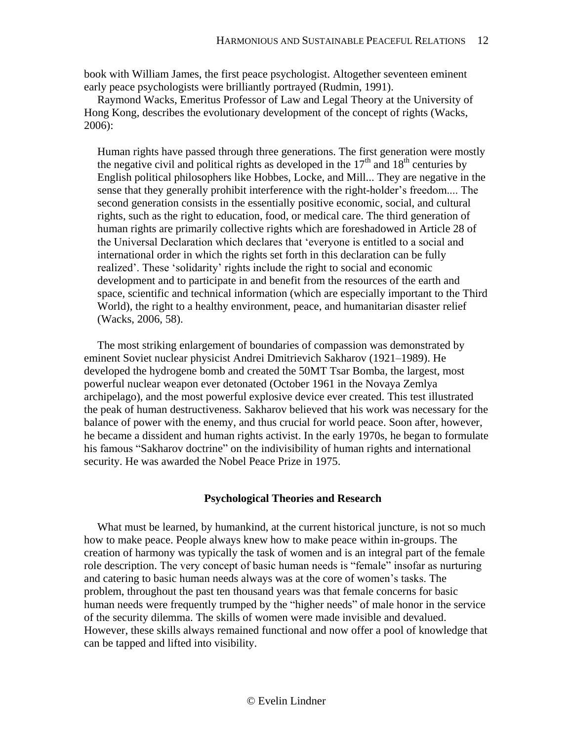book with William James, the first peace psychologist. Altogether seventeen eminent early peace psychologists were brilliantly portrayed (Rudmin, 1991).

Raymond Wacks, Emeritus Professor of Law and Legal Theory at the University of Hong Kong, describes the evolutionary development of the concept of rights (Wacks, 2006):

> Human rights have passed through three generations. The first generation were mostly the negative civil and political rights as developed in the 17th and 18th centuries by English political philosophers like Hobbes, Locke, and Mill... They are negative in the sense that they generally prohibit interference with the right-holder's freedom.... The second generation consists in the essentially positive economic, social, and cultural rights, such as the right to education, food, or medical care. The third generation of human rights are primarily collective rights which are foreshadowed in Article 28 of the Universal Declaration which declares that 'everyone is entitled to a social and international order in which the rights set forth in this declaration can be fully realized'. These 'solidarity' rights include the right to social and economic development and to participate in and benefit from the resources of the earth and space, scientific and technical information (which are especially important to the Third World), the right to a healthy environment, peace, and humanitarian disaster relief (Wacks, 2006, 58).

The most striking enlargement of boundaries of compassion was demonstrated by eminent Soviet nuclear physicist Andrei Dmitrievich Sakharov (1921–1989). He developed the hydrogene bomb and created the 50MT Tsar Bomba, the largest, most powerful nuclear weapon ever detonated (October 1961 in the Novaya Zemlya archipelago), and the most powerful explosive device ever created. This test illustrated the peak of human destructiveness. Sakharov believed that his work was necessary for the balance of power with the enemy, and thus crucial for world peace. Soon after, however, he became a dissident and human rights activist. In the early 1970s, he began to formulate his famous "Sakharov doctrine" on the indivisibility of human rights and international security. He was awarded the Nobel Peace Prize in 1975.

## Psychological Theories and Research

What must be learned, by humankind, at the current historical juncture, is not so much how to make peace. People always knew how to make peace within in-groups. The creation of harmony was typically the task of women and is an integral part of the female role description. The very concept of basic human needs is "female" insofar as nurturing and catering to basic human needs always was at the core of women's tasks. The problem, throughout the past ten thousand years was that female concerns for basic human needs were frequently trumped by the "higher needs" of male honor in the service of the security dilemma. The skills of women were made invisible and devalued. However, these skills always remained functional and now offer a pool of knowledge that can be tapped and lifted into visibility.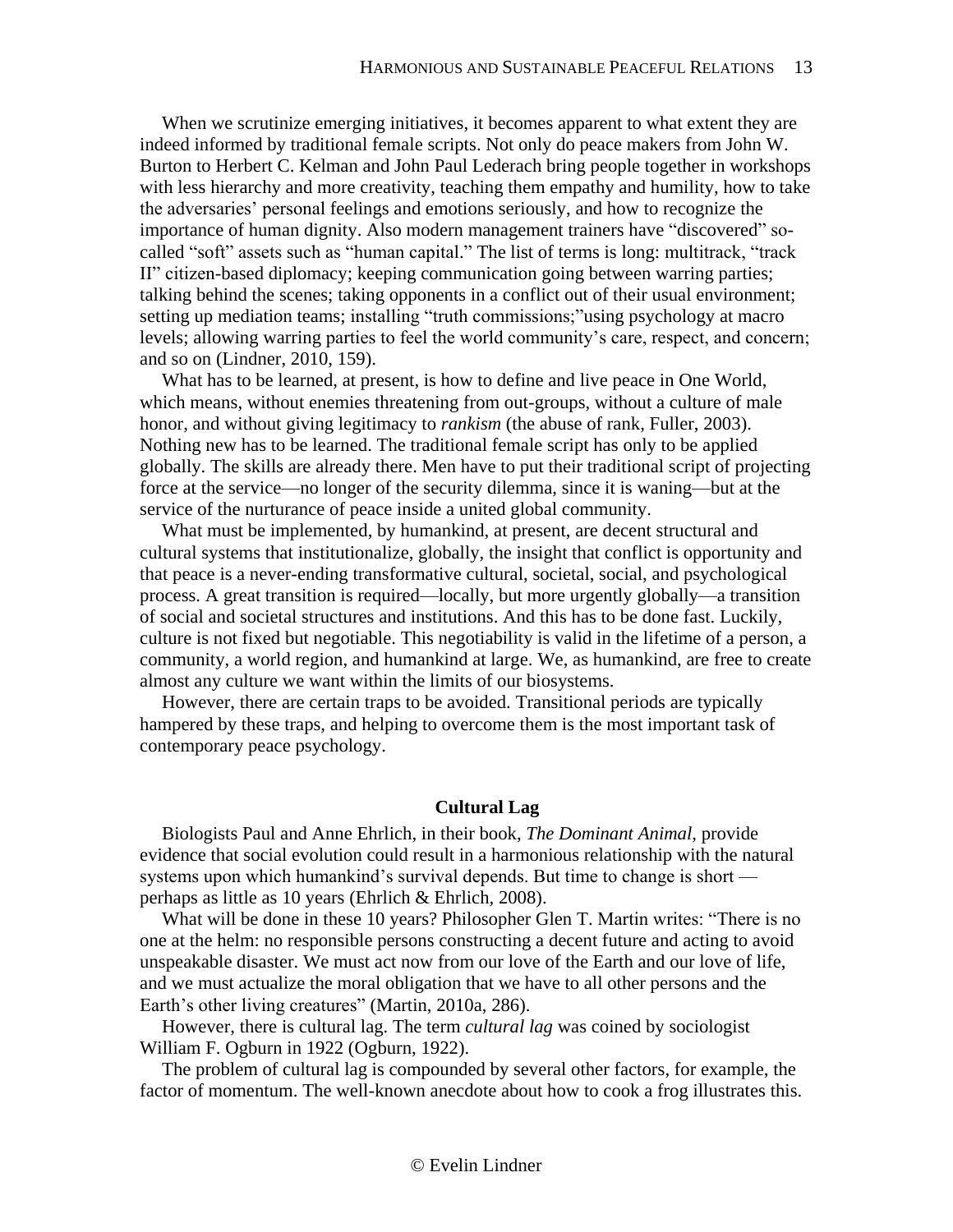When we scrutinize emerging initiatives, it becomes apparent to what extent they are indeed informed by traditional female scripts. Not only do peace makers from John W. Burton to Herbert C. Kelman and John Paul Lederach bring people together in workshops with less hierarchy and more creativity, teaching them empathy and humility, how to take the adversaries' personal feelings and emotions seriously, and how to recognize the importance of human dignity. Also modern management trainers have "discovered" so-called "soft" assets such as "human capital." The list of terms is long: multitrack, "track II" citizen-based diplomacy; keeping communication going between warring parties; talking behind the scenes; taking opponents in a conflict out of their usual environment; setting up mediation teams; installing "truth commissions;"using psychology at macro levels; allowing warring parties to feel the world community's care, respect, and concern; and so on (Lindner, 2010, 159).

What has to be learned, at present, is how to define and live peace in One World, which means, without enemies threatening from out-groups, without a culture of male honor, and without giving legitimacy to *rankism* (the abuse of rank, Fuller, 2003). Nothing new has to be learned. The traditional female script has only to be applied globally. The skills are already there. Men have to put their traditional script of projecting force at the service—no longer of the security dilemma, since it is waning—but at the service of the nurturance of peace inside a united global community.

What must be implemented, by humankind, at present, are decent structural and cultural systems that institutionalize, globally, the insight that conflict is opportunity and that peace is a never-ending transformative cultural, societal, social, and psychological process. A great transition is required—locally, but more urgently globally—a transition of social and societal structures and institutions. And this has to be done fast. Luckily, culture is not fixed but negotiable. This negotiability is valid in the lifetime of a person, a community, a world region, and humankind at large. We, as humankind, are free to create almost any culture we want within the limits of our biosystems.

However, there are certain traps to be avoided. Transitional periods are typically hampered by these traps, and helping to overcome them is the most important task of contemporary peace psychology.

## Cultural Lag

Biologists Paul and Anne Ehrlich, in their book, *The Dominant Animal*, provide evidence that social evolution could result in a harmonious relationship with the natural systems upon which humankind's survival depends. But time to change is short — perhaps as little as 10 years (Ehrlich & Ehrlich, 2008).

What will be done in these 10 years? Philosopher Glen T. Martin writes: "There is no one at the helm: no responsible persons constructing a decent future and acting to avoid unspeakable disaster. We must act now from our love of the Earth and our love of life, and we must actualize the moral obligation that we have to all other persons and the Earth's other living creatures" (Martin, 2010a, 286).

However, there is cultural lag. The term *cultural lag* was coined by sociologist William F. Ogburn in 1922 (Ogburn, 1922).

The problem of cultural lag is compounded by several other factors, for example, the factor of momentum. The well-known anecdote about how to cook a frog illustrates this.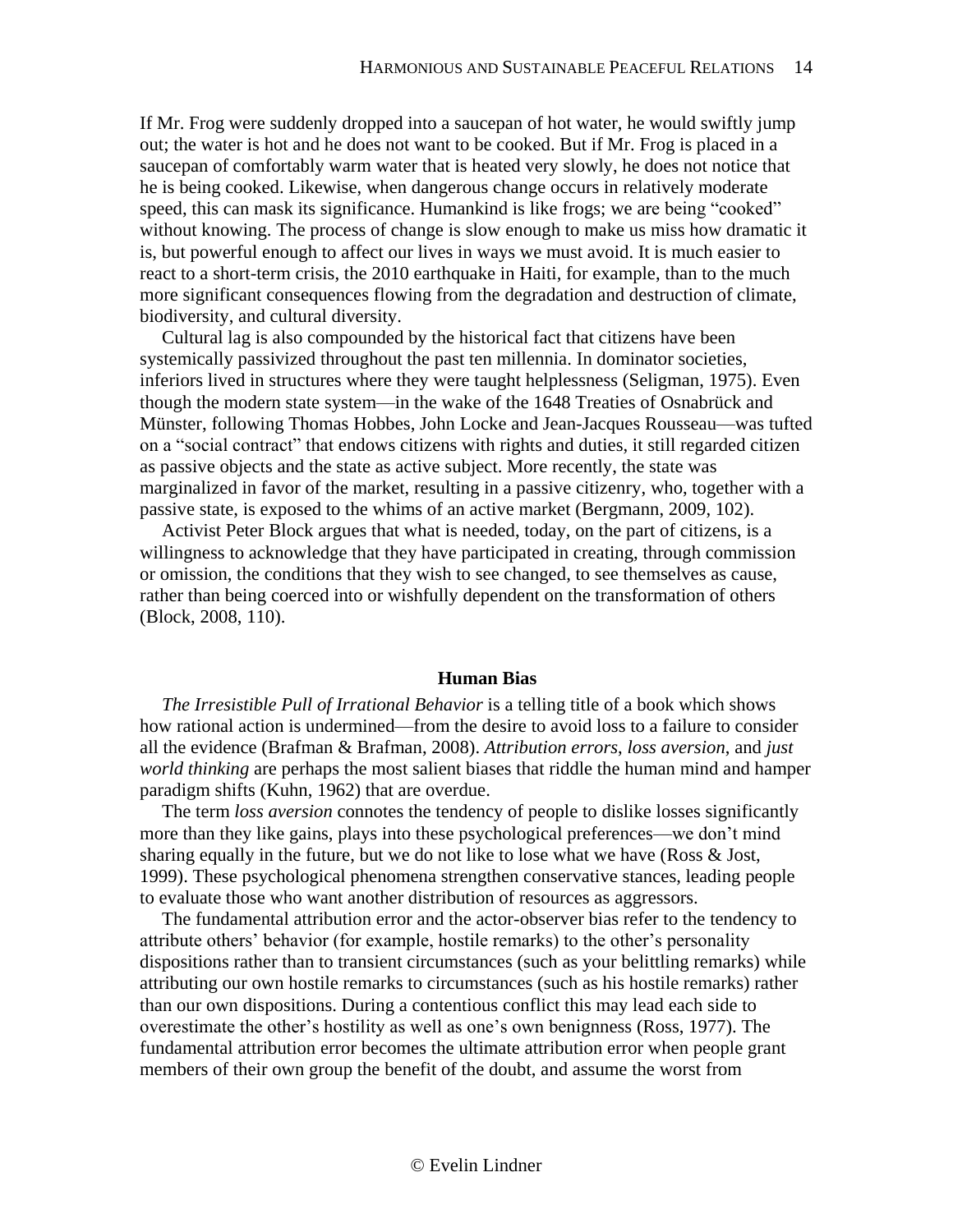If Mr. Frog were suddenly dropped into a saucepan of hot water, he would swiftly jump out; the water is hot and he does not want to be cooked. But if Mr. Frog is placed in a saucepan of comfortably warm water that is heated very slowly, he does not notice that he is being cooked. Likewise, when dangerous change occurs in relatively moderate speed, this can mask its significance. Humankind is like frogs; we are being "cooked" without knowing. The process of change is slow enough to make us miss how dramatic it is, but powerful enough to affect our lives in ways we must avoid. It is much easier to react to a short-term crisis, the 2010 earthquake in Haiti, for example, than to the much more significant consequences flowing from the degradation and destruction of climate, biodiversity, and cultural diversity.

Cultural lag is also compounded by the historical fact that citizens have been systemically passivized throughout the past ten millennia. In dominator societies, inferiors lived in structures where they were taught helplessness (Seligman, 1975). Even though the modern state system—in the wake of the 1648 Treaties of Osnabrück and Münster, following Thomas Hobbes, John Locke and Jean-Jacques Rousseau—was tufted on a "social contract" that endows citizens with rights and duties, it still regarded citizen as passive objects and the state as active subject. More recently, the state was marginalized in favor of the market, resulting in a passive citizenry, who, together with a passive state, is exposed to the whims of an active market (Bergmann, 2009, 102).

Activist Peter Block argues that what is needed, today, on the part of citizens, is a willingness to acknowledge that they have participated in creating, through commission or omission, the conditions that they wish to see changed, to see themselves as cause, rather than being coerced into or wishfully dependent on the transformation of others (Block, 2008, 110).

## Human Bias

*The Irresistible Pull of Irrational Behavior* is a telling title of a book which shows how rational action is undermined—from the desire to avoid loss to a failure to consider all the evidence (Brafman & Brafman, 2008). *Attribution errors*, *loss aversion*, and *just world thinking* are perhaps the most salient biases that riddle the human mind and hamper paradigm shifts (Kuhn, 1962) that are overdue.

The term *loss aversion* connotes the tendency of people to dislike losses significantly more than they like gains, plays into these psychological preferences—we don't mind sharing equally in the future, but we do not like to lose what we have (Ross & Jost, 1999). These psychological phenomena strengthen conservative stances, leading people to evaluate those who want another distribution of resources as aggressors.

The fundamental attribution error and the actor-observer bias refer to the tendency to attribute others' behavior (for example, hostile remarks) to the other's personality dispositions rather than to transient circumstances (such as your belittling remarks) while attributing our own hostile remarks to circumstances (such as his hostile remarks) rather than our own dispositions. During a contentious conflict this may lead each side to overestimate the other's hostility as well as one's own benignness (Ross, 1977). The fundamental attribution error becomes the ultimate attribution error when people grant members of their own group the benefit of the doubt, and assume the worst from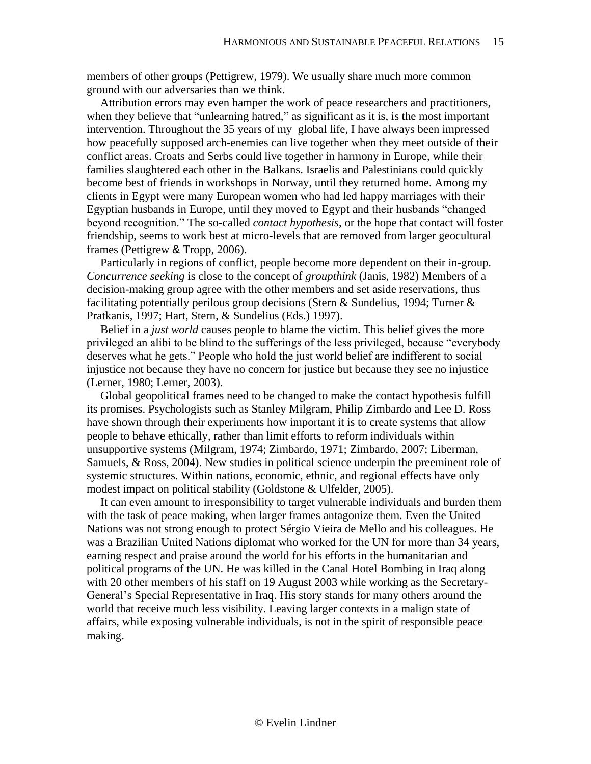members of other groups (Pettigrew, 1979). We usually share much more common ground with our adversaries than we think.

Attribution errors may even hamper the work of peace researchers and practitioners, when they believe that "unlearning hatred," as significant as it is, is the most important intervention. Throughout the 35 years of my global life, I have always been impressed how peacefully supposed arch-enemies can live together when they meet outside of their conflict areas. Croats and Serbs could live together in harmony in Europe, while their families slaughtered each other in the Balkans. Israelis and Palestinians could quickly become best of friends in workshops in Norway, until they returned home. Among my clients in Egypt were many European women who had led happy marriages with their Egyptian husbands in Europe, until they moved to Egypt and their husbands "changed beyond recognition." The so-called *contact hypothesis*, or the hope that contact will foster friendship, seems to work best at micro-levels that are removed from larger geocultural frames (Pettigrew & Tropp, 2006).

Particularly in regions of conflict, people become more dependent on their in-group. *Concurrence seeking* is close to the concept of *groupthink* (Janis, 1982) Members of a decision-making group agree with the other members and set aside reservations, thus facilitating potentially perilous group decisions (Stern & Sundelius, 1994; Turner & Pratkanis, 1997; Hart, Stern, & Sundelius (Eds.) 1997).

Belief in a *just world* causes people to blame the victim. This belief gives the more privileged an alibi to be blind to the sufferings of the less privileged, because "everybody deserves what he gets." People who hold the just world belief are indifferent to social injustice not because they have no concern for justice but because they see no injustice (Lerner, 1980; Lerner, 2003).

Global geopolitical frames need to be changed to make the contact hypothesis fulfill its promises. Psychologists such as Stanley Milgram, Philip Zimbardo and Lee D. Ross have shown through their experiments how important it is to create systems that allow people to behave ethically, rather than limit efforts to reform individuals within unsupportive systems (Milgram, 1974; Zimbardo, 1971; Zimbardo, 2007; Liberman, Samuels, & Ross, 2004). New studies in political science underpin the preeminent role of systemic structures. Within nations, economic, ethnic, and regional effects have only modest impact on political stability (Goldstone & Ulfelder, 2005).

It can even amount to irresponsibility to target vulnerable individuals and burden them with the task of peace making, when larger frames antagonize them. Even the United Nations was not strong enough to protect Sérgio Vieira de Mello and his colleagues. He was a Brazilian United Nations diplomat who worked for the UN for more than 34 years, earning respect and praise around the world for his efforts in the humanitarian and political programs of the UN. He was killed in the Canal Hotel Bombing in Iraq along with 20 other members of his staff on 19 August 2003 while working as the Secretary-General's Special Representative in Iraq. His story stands for many others around the world that receive much less visibility. Leaving larger contexts in a malign state of affairs, while exposing vulnerable individuals, is not in the spirit of responsible peace making.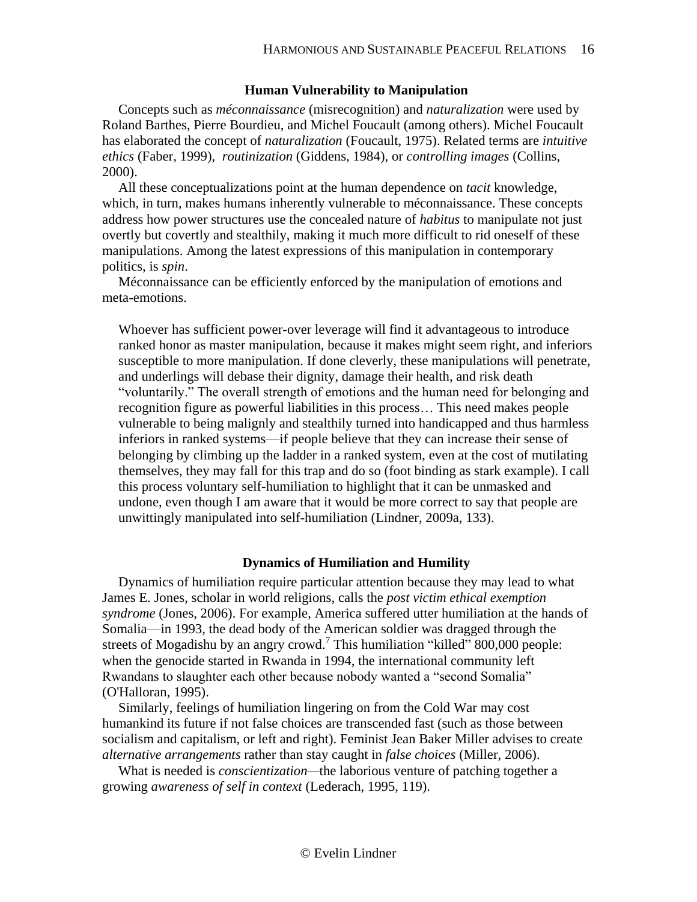### Human Vulnerability to Manipulation

Concepts such as *méconnaissance* (misrecognition) and *naturalization* were used by Roland Barthes, Pierre Bourdieu, and Michel Foucault (among others). Michel Foucault has elaborated the concept of *naturalization* (Foucault, 1975). Related terms are *intuitive ethics* (Faber, 1999), *routinization* (Giddens, 1984), or *controlling images* (Collins, 2000).

All these conceptualizations point at the human dependence on *tacit* knowledge, which, in turn, makes humans inherently vulnerable to méconnaissance. These concepts address how power structures use the concealed nature of *habitus* to manipulate not just overtly but covertly and stealthily, making it much more difficult to rid oneself of these manipulations. Among the latest expressions of this manipulation in contemporary politics, is *spin*.

Méconnaissance can be efficiently enforced by the manipulation of emotions and meta-emotions.

> Whoever has sufficient power-over leverage will find it advantageous to introduce ranked honor as master manipulation, because it makes might seem right, and inferiors susceptible to more manipulation. If done cleverly, these manipulations will penetrate, and underlings will debase their dignity, damage their health, and risk death "voluntarily." The overall strength of emotions and the human need for belonging and recognition figure as powerful liabilities in this process… This need makes people vulnerable to being malignly and stealthily turned into handicapped and thus harmless inferiors in ranked systems—if people believe that they can increase their sense of belonging by climbing up the ladder in a ranked system, even at the cost of mutilating themselves, they may fall for this trap and do so (foot binding as stark example). I call this process voluntary self-humiliation to highlight that it can be unmasked and undone, even though I am aware that it would be more correct to say that people are unwittingly manipulated into self-humiliation (Lindner, 2009a, 133).

### Dynamics of Humiliation and Humility

Dynamics of humiliation require particular attention because they may lead to what James E. Jones, scholar in world religions, calls the *post victim ethical exemption syndrome* (Jones, 2006). For example, America suffered utter humiliation at the hands of Somalia—in 1993, the dead body of the American soldier was dragged through the streets of Mogadishu by an angry crowd.[7] This humiliation "killed" 800,000 people: when the genocide started in Rwanda in 1994, the international community left Rwandans to slaughter each other because nobody wanted a "second Somalia" (O'Halloran, 1995).

Similarly, feelings of humiliation lingering on from the Cold War may cost humankind its future if not false choices are transcended fast (such as those between socialism and capitalism, or left and right). Feminist Jean Baker Miller advises to create *alternative arrangements* rather than stay caught in *false choices* (Miller, 2006).

What is needed is *conscientization*—the laborious venture of patching together a growing *awareness of self in context* (Lederach, 1995, 119).

© Evelin Lindner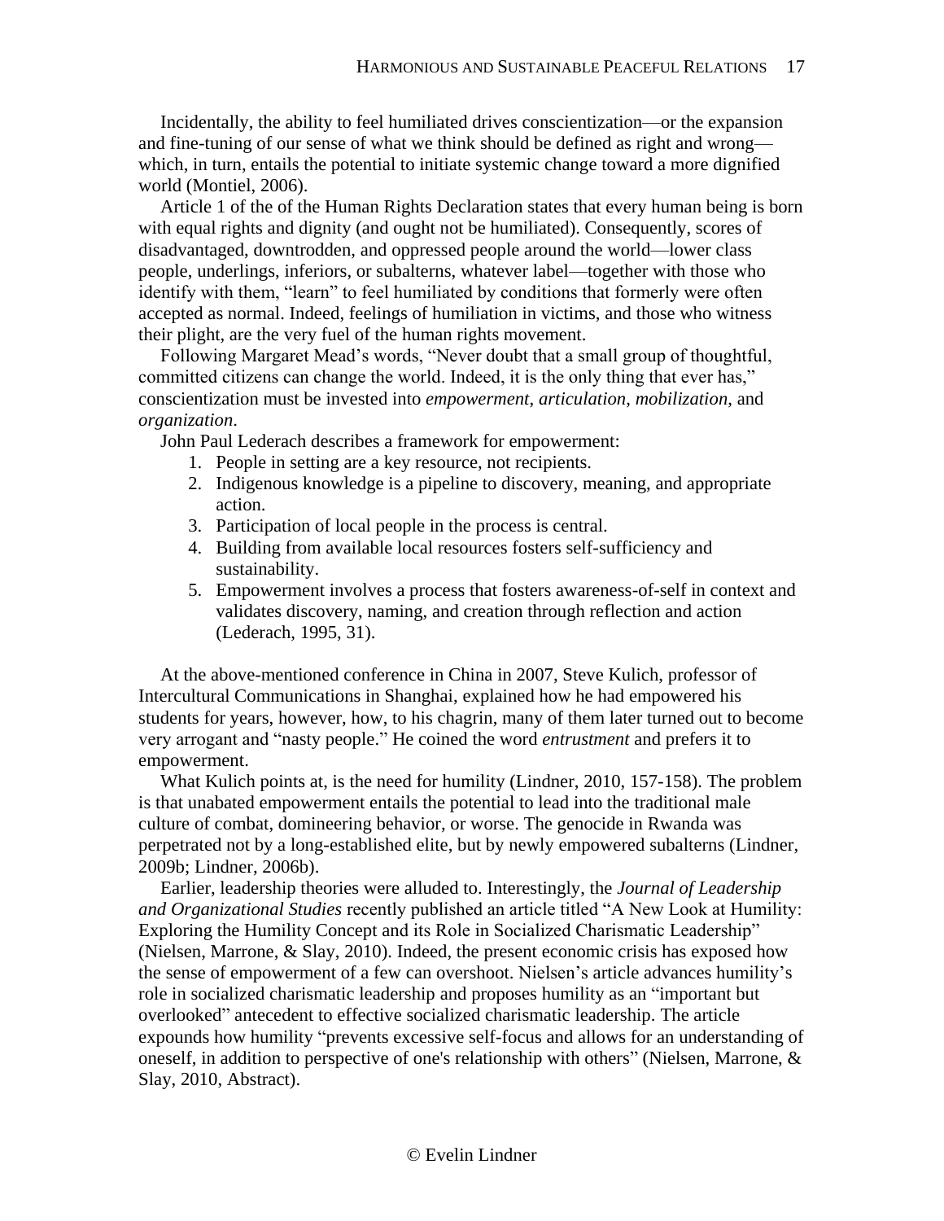Incidentally, the ability to feel humiliated drives conscientization—or the expansion and fine-tuning of our sense of what we think should be defined as right and wrong—which, in turn, entails the potential to initiate systemic change toward a more dignified world (Montiel, 2006).

Article 1 of the of the Human Rights Declaration states that every human being is born with equal rights and dignity (and ought not be humiliated). Consequently, scores of disadvantaged, downtrodden, and oppressed people around the world—lower class people, underlings, inferiors, or subalterns, whatever label—together with those who identify with them, "learn" to feel humiliated by conditions that formerly were often accepted as normal. Indeed, feelings of humiliation in victims, and those who witness their plight, are the very fuel of the human rights movement.

Following Margaret Mead's words, "Never doubt that a small group of thoughtful, committed citizens can change the world. Indeed, it is the only thing that ever has," conscientization must be invested into *empowerment*, *articulation*, *mobilization*, and *organization*.

John Paul Lederach describes a framework for empowerment:

1. People in setting are a key resource, not recipients.
2. Indigenous knowledge is a pipeline to discovery, meaning, and appropriate action.
3. Participation of local people in the process is central.
4. Building from available local resources fosters self-sufficiency and sustainability.
5. Empowerment involves a process that fosters awareness-of-self in context and validates discovery, naming, and creation through reflection and action (Lederach, 1995, 31).

At the above-mentioned conference in China in 2007, Steve Kulich, professor of Intercultural Communications in Shanghai, explained how he had empowered his students for years, however, how, to his chagrin, many of them later turned out to become very arrogant and "nasty people." He coined the word *entrustment* and prefers it to empowerment.

What Kulich points at, is the need for humility (Lindner, 2010, 157-158). The problem is that unabated empowerment entails the potential to lead into the traditional male culture of combat, domineering behavior, or worse. The genocide in Rwanda was perpetrated not by a long-established elite, but by newly empowered subalterns (Lindner, 2009b; Lindner, 2006b).

Earlier, leadership theories were alluded to. Interestingly, the *Journal of Leadership and Organizational Studies* recently published an article titled "A New Look at Humility: Exploring the Humility Concept and its Role in Socialized Charismatic Leadership" (Nielsen, Marrone, & Slay, 2010). Indeed, the present economic crisis has exposed how the sense of empowerment of a few can overshoot. Nielsen's article advances humility's role in socialized charismatic leadership and proposes humility as an "important but overlooked" antecedent to effective socialized charismatic leadership. The article expounds how humility "prevents excessive self-focus and allows for an understanding of oneself, in addition to perspective of one's relationship with others" (Nielsen, Marrone, & Slay, 2010, Abstract).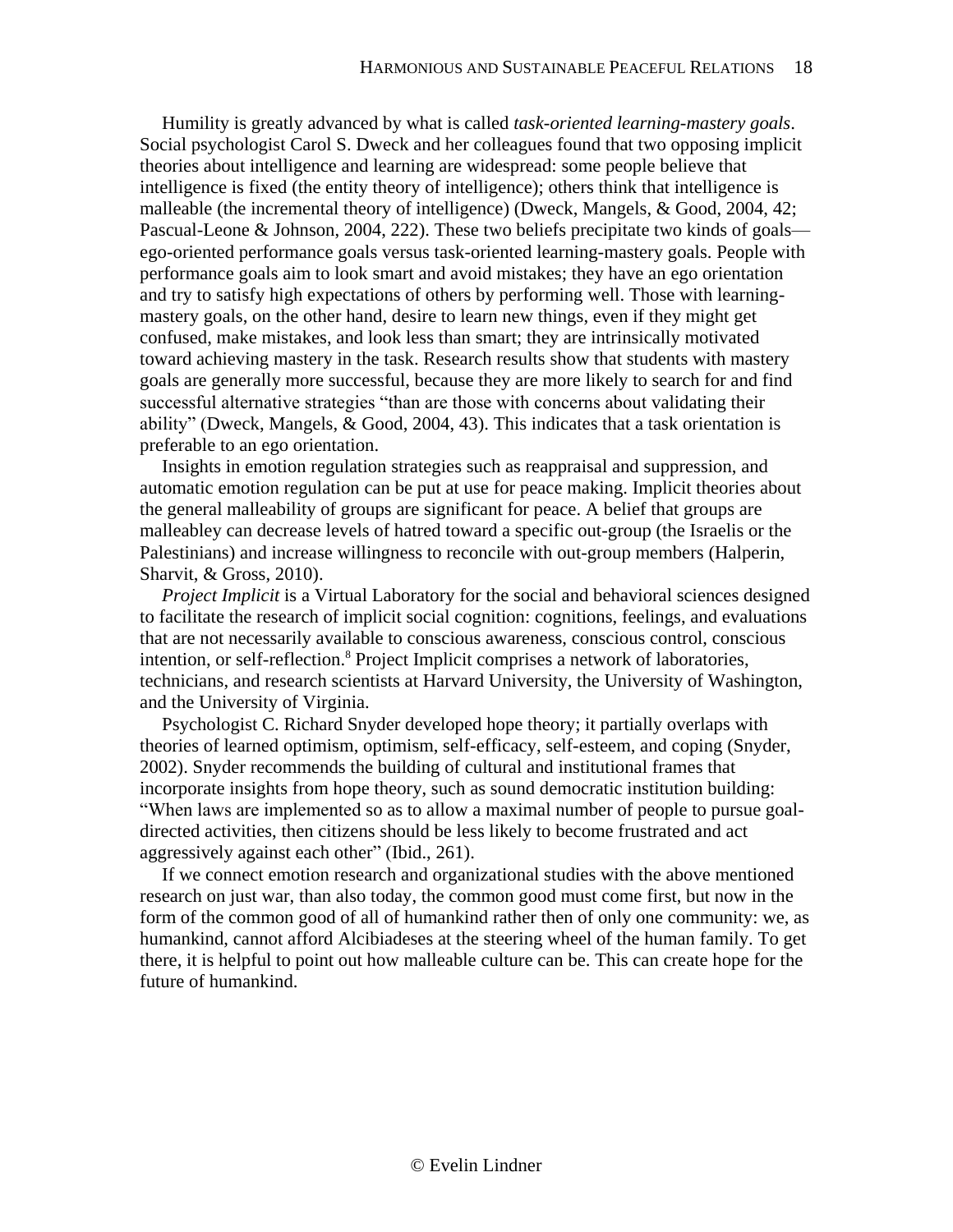Humility is greatly advanced by what is called *task-oriented learning-mastery goals*. Social psychologist Carol S. Dweck and her colleagues found that two opposing implicit theories about intelligence and learning are widespread: some people believe that intelligence is fixed (the entity theory of intelligence); others think that intelligence is malleable (the incremental theory of intelligence) (Dweck, Mangels, & Good, 2004, 42; Pascual-Leone & Johnson, 2004, 222). These two beliefs precipitate two kinds of goals—ego-oriented performance goals versus task-oriented learning-mastery goals. People with performance goals aim to look smart and avoid mistakes; they have an ego orientation and try to satisfy high expectations of others by performing well. Those with learning-mastery goals, on the other hand, desire to learn new things, even if they might get confused, make mistakes, and look less than smart; they are intrinsically motivated toward achieving mastery in the task. Research results show that students with mastery goals are generally more successful, because they are more likely to search for and find successful alternative strategies "than are those with concerns about validating their ability" (Dweck, Mangels, & Good, 2004, 43). This indicates that a task orientation is preferable to an ego orientation.

Insights in emotion regulation strategies such as reappraisal and suppression, and automatic emotion regulation can be put at use for peace making. Implicit theories about the general malleability of groups are significant for peace. A belief that groups are malleabley can decrease levels of hatred toward a specific out-group (the Israelis or the Palestinians) and increase willingness to reconcile with out-group members (Halperin, Sharvit, & Gross, 2010).

*Project Implicit* is a Virtual Laboratory for the social and behavioral sciences designed to facilitate the research of implicit social cognition: cognitions, feelings, and evaluations that are not necessarily available to conscious awareness, conscious control, conscious intention, or self-reflection.[8] Project Implicit comprises a network of laboratories, technicians, and research scientists at Harvard University, the University of Washington, and the University of Virginia.

Psychologist C. Richard Snyder developed hope theory; it partially overlaps with theories of learned optimism, optimism, self-efficacy, self-esteem, and coping (Snyder, 2002). Snyder recommends the building of cultural and institutional frames that incorporate insights from hope theory, such as sound democratic institution building: "When laws are implemented so as to allow a maximal number of people to pursue goal-directed activities, then citizens should be less likely to become frustrated and act aggressively against each other" (Ibid., 261).

If we connect emotion research and organizational studies with the above mentioned research on just war, than also today, the common good must come first, but now in the form of the common good of all of humankind rather then of only one community: we, as humankind, cannot afford Alcibiadeses at the steering wheel of the human family. To get there, it is helpful to point out how malleable culture can be. This can create hope for the future of humankind.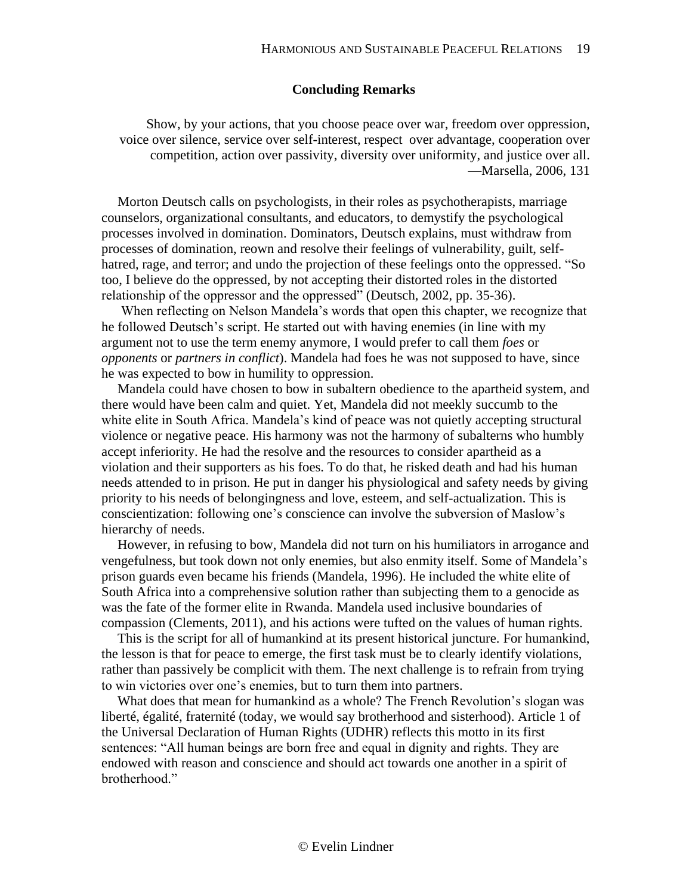## Concluding Remarks

> Show, by your actions, that you choose peace over war, freedom over oppression, voice over silence, service over self-interest, respect over advantage, cooperation over competition, action over passivity, diversity over uniformity, and justice over all.
> —Marsella, 2006, 131

Morton Deutsch calls on psychologists, in their roles as psychotherapists, marriage counselors, organizational consultants, and educators, to demystify the psychological processes involved in domination. Dominators, Deutsch explains, must withdraw from processes of domination, reown and resolve their feelings of vulnerability, guilt, self-hatred, rage, and terror; and undo the projection of these feelings onto the oppressed. "So too, I believe do the oppressed, by not accepting their distorted roles in the distorted relationship of the oppressor and the oppressed" (Deutsch, 2002, pp. 35-36).

When reflecting on Nelson Mandela's words that open this chapter, we recognize that he followed Deutsch's script. He started out with having enemies (in line with my argument not to use the term enemy anymore, I would prefer to call them *foes* or *opponents* or *partners in conflict*). Mandela had foes he was not supposed to have, since he was expected to bow in humility to oppression.

Mandela could have chosen to bow in subaltern obedience to the apartheid system, and there would have been calm and quiet. Yet, Mandela did not meekly succumb to the white elite in South Africa. Mandela's kind of peace was not quietly accepting structural violence or negative peace. His harmony was not the harmony of subalterns who humbly accept inferiority. He had the resolve and the resources to consider apartheid as a violation and their supporters as his foes. To do that, he risked death and had his human needs attended to in prison. He put in danger his physiological and safety needs by giving priority to his needs of belongingness and love, esteem, and self-actualization. This is conscientization: following one's conscience can involve the subversion of Maslow's hierarchy of needs.

However, in refusing to bow, Mandela did not turn on his humiliators in arrogance and vengefulness, but took down not only enemies, but also enmity itself. Some of Mandela's prison guards even became his friends (Mandela, 1996). He included the white elite of South Africa into a comprehensive solution rather than subjecting them to a genocide as was the fate of the former elite in Rwanda. Mandela used inclusive boundaries of compassion (Clements, 2011), and his actions were tufted on the values of human rights.

This is the script for all of humankind at its present historical juncture. For humankind, the lesson is that for peace to emerge, the first task must be to clearly identify violations, rather than passively be complicit with them. The next challenge is to refrain from trying to win victories over one's enemies, but to turn them into partners.

What does that mean for humankind as a whole? The French Revolution's slogan was liberté, égalité, fraternité (today, we would say brotherhood and sisterhood). Article 1 of the Universal Declaration of Human Rights (UDHR) reflects this motto in its first sentences: "All human beings are born free and equal in dignity and rights. They are endowed with reason and conscience and should act towards one another in a spirit of brotherhood."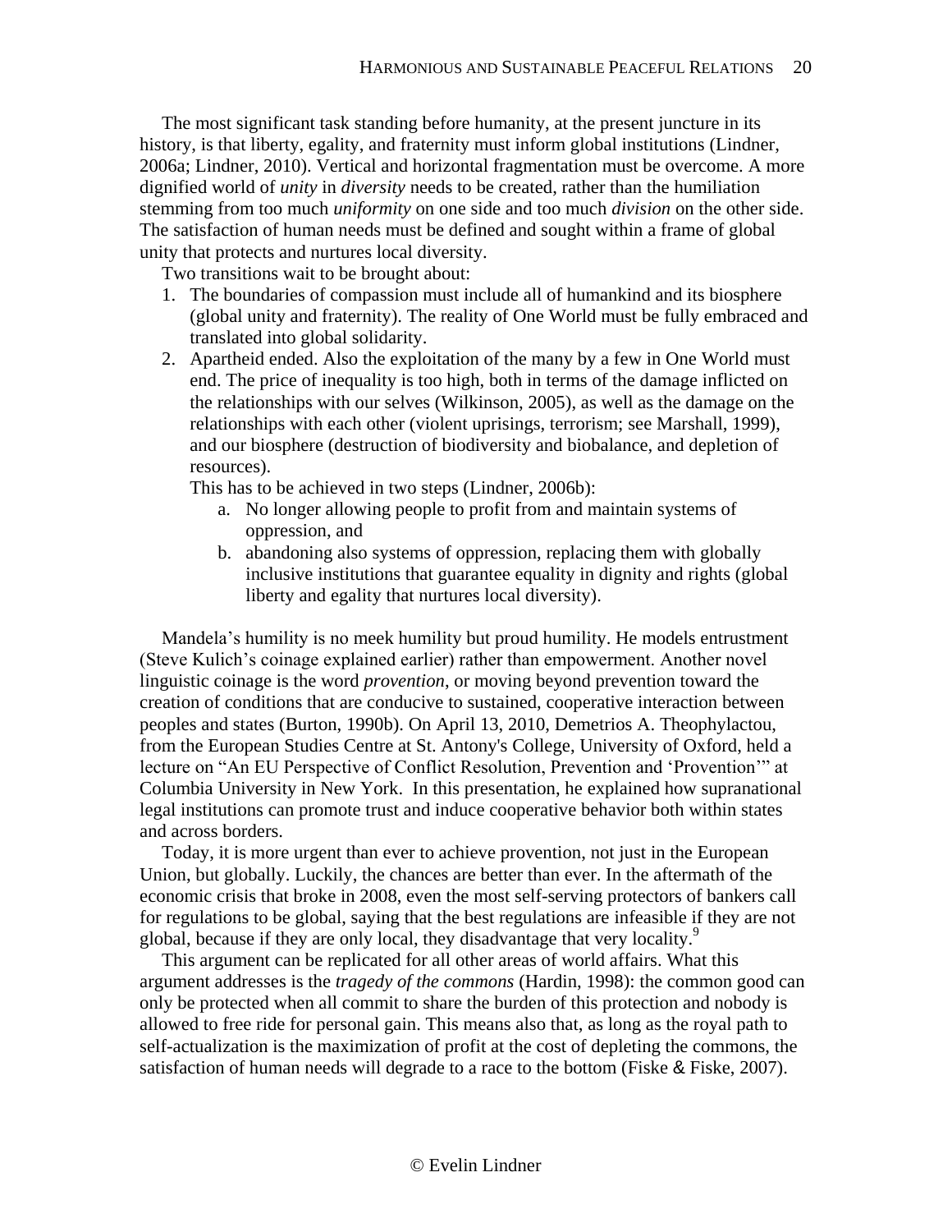The most significant task standing before humanity, at the present juncture in its history, is that liberty, egality, and fraternity must inform global institutions (Lindner, 2006a; Lindner, 2010). Vertical and horizontal fragmentation must be overcome. A more dignified world of *unity* in *diversity* needs to be created, rather than the humiliation stemming from too much *uniformity* on one side and too much *division* on the other side. The satisfaction of human needs must be defined and sought within a frame of global unity that protects and nurtures local diversity.

Two transitions wait to be brought about:

1. The boundaries of compassion must include all of humankind and its biosphere (global unity and fraternity). The reality of One World must be fully embraced and translated into global solidarity.
2. Apartheid ended. Also the exploitation of the many by a few in One World must end. The price of inequality is too high, both in terms of the damage inflicted on the relationships with our selves (Wilkinson, 2005), as well as the damage on the relationships with each other (violent uprisings, terrorism; see Marshall, 1999), and our biosphere (destruction of biodiversity and biobalance, and depletion of resources).

   This has to be achieved in two steps (Lindner, 2006b):

   a. No longer allowing people to profit from and maintain systems of oppression, and
   b. abandoning also systems of oppression, replacing them with globally inclusive institutions that guarantee equality in dignity and rights (global liberty and egality that nurtures local diversity).

Mandela's humility is no meek humility but proud humility. He models entrustment (Steve Kulich's coinage explained earlier) rather than empowerment. Another novel linguistic coinage is the word *provention*, or moving beyond prevention toward the creation of conditions that are conducive to sustained, cooperative interaction between peoples and states (Burton, 1990b). On April 13, 2010, Demetrios A. Theophylactou, from the European Studies Centre at St. Antony's College, University of Oxford, held a lecture on "An EU Perspective of Conflict Resolution, Prevention and 'Provention'" at Columbia University in New York. In this presentation, he explained how supranational legal institutions can promote trust and induce cooperative behavior both within states and across borders.

Today, it is more urgent than ever to achieve provention, not just in the European Union, but globally. Luckily, the chances are better than ever. In the aftermath of the economic crisis that broke in 2008, even the most self-serving protectors of bankers call for regulations to be global, saying that the best regulations are infeasible if they are not global, because if they are only local, they disadvantage that very locality.[9]

This argument can be replicated for all other areas of world affairs. What this argument addresses is the *tragedy of the commons* (Hardin, 1998): the common good can only be protected when all commit to share the burden of this protection and nobody is allowed to free ride for personal gain. This means also that, as long as the royal path to self-actualization is the maximization of profit at the cost of depleting the commons, the satisfaction of human needs will degrade to a race to the bottom (Fiske & Fiske, 2007).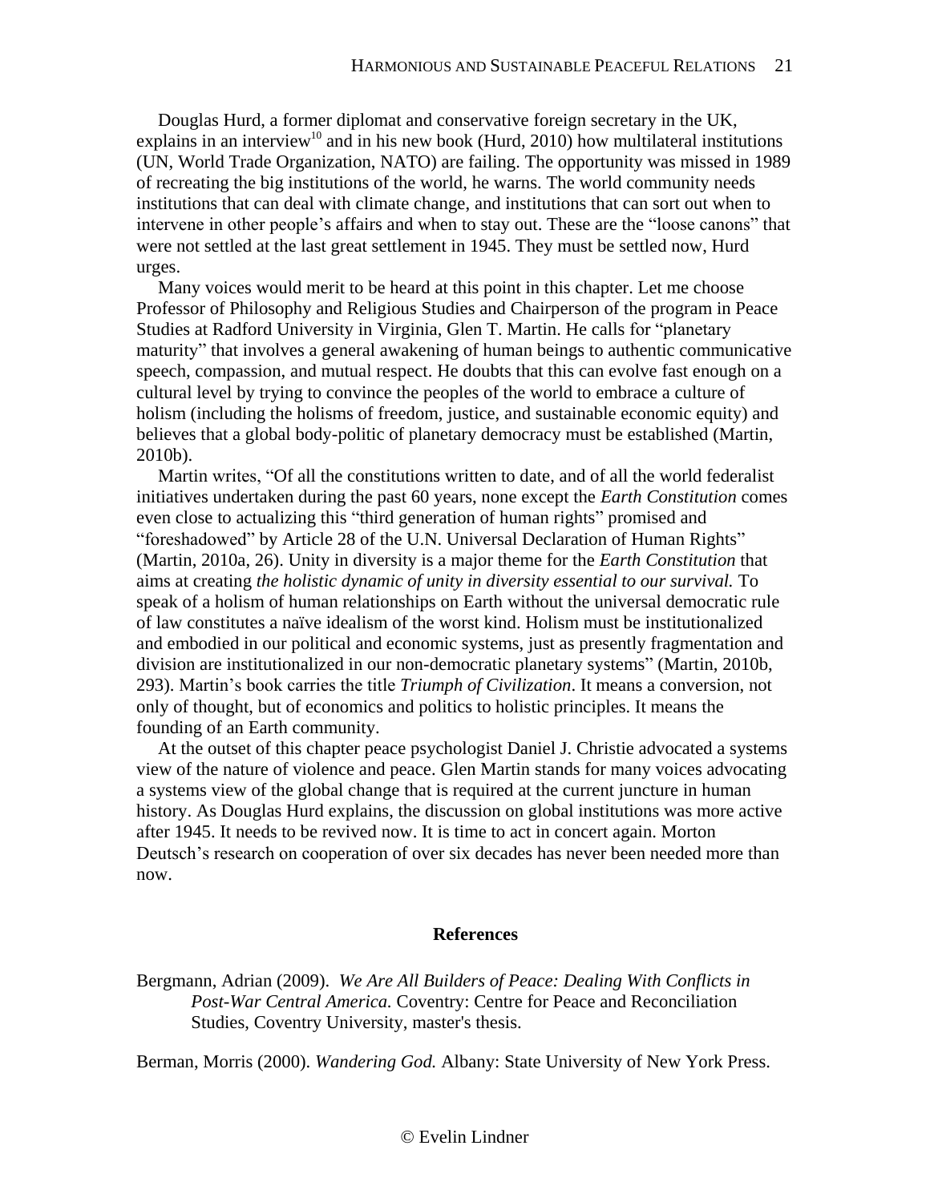Douglas Hurd, a former diplomat and conservative foreign secretary in the UK, explains in an interview[10] and in his new book (Hurd, 2010) how multilateral institutions (UN, World Trade Organization, NATO) are failing. The opportunity was missed in 1989 of recreating the big institutions of the world, he warns. The world community needs institutions that can deal with climate change, and institutions that can sort out when to intervene in other people's affairs and when to stay out. These are the "loose canons" that were not settled at the last great settlement in 1945. They must be settled now, Hurd urges.

Many voices would merit to be heard at this point in this chapter. Let me choose Professor of Philosophy and Religious Studies and Chairperson of the program in Peace Studies at Radford University in Virginia, Glen T. Martin. He calls for "planetary maturity" that involves a general awakening of human beings to authentic communicative speech, compassion, and mutual respect. He doubts that this can evolve fast enough on a cultural level by trying to convince the peoples of the world to embrace a culture of holism (including the holisms of freedom, justice, and sustainable economic equity) and believes that a global body-politic of planetary democracy must be established (Martin, 2010b).

Martin writes, "Of all the constitutions written to date, and of all the world federalist initiatives undertaken during the past 60 years, none except the *Earth Constitution* comes even close to actualizing this "third generation of human rights" promised and "foreshadowed" by Article 28 of the U.N. Universal Declaration of Human Rights" (Martin, 2010a, 26). Unity in diversity is a major theme for the *Earth Constitution* that aims at creating *the holistic dynamic of unity in diversity essential to our survival.* To speak of a holism of human relationships on Earth without the universal democratic rule of law constitutes a naïve idealism of the worst kind. Holism must be institutionalized and embodied in our political and economic systems, just as presently fragmentation and division are institutionalized in our non-democratic planetary systems" (Martin, 2010b, 293). Martin's book carries the title *Triumph of Civilization*. It means a conversion, not only of thought, but of economics and politics to holistic principles. It means the founding of an Earth community.

At the outset of this chapter peace psychologist Daniel J. Christie advocated a systems view of the nature of violence and peace. Glen Martin stands for many voices advocating a systems view of the global change that is required at the current juncture in human history. As Douglas Hurd explains, the discussion on global institutions was more active after 1945. It needs to be revived now. It is time to act in concert again. Morton Deutsch's research on cooperation of over six decades has never been needed more than now.

## References

Bergmann, Adrian (2009). *We Are All Builders of Peace: Dealing With Conflicts in Post-War Central America.* Coventry: Centre for Peace and Reconciliation Studies, Coventry University, master's thesis.

Berman, Morris (2000). *Wandering God.* Albany: State University of New York Press.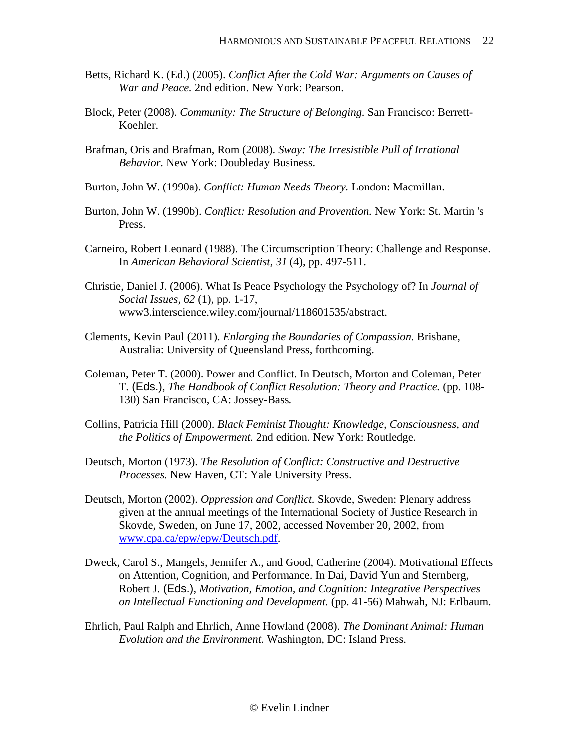Betts, Richard K. (Ed.) (2005). *Conflict After the Cold War: Arguments on Causes of War and Peace.* 2nd edition. New York: Pearson.

Block, Peter (2008). *Community: The Structure of Belonging.* San Francisco: Berrett-Koehler.

Brafman, Oris and Brafman, Rom (2008). *Sway: The Irresistible Pull of Irrational Behavior.* New York: Doubleday Business.

Burton, John W. (1990a). *Conflict: Human Needs Theory.* London: Macmillan.

Burton, John W. (1990b). *Conflict: Resolution and Provention.* New York: St. Martin 's Press.

Carneiro, Robert Leonard (1988). The Circumscription Theory: Challenge and Response. In *American Behavioral Scientist, 31* (4), pp. 497-511.

Christie, Daniel J. (2006). What Is Peace Psychology the Psychology of? In *Journal of Social Issues, 62* (1), pp. 1-17, www3.interscience.wiley.com/journal/118601535/abstract.

Clements, Kevin Paul (2011). *Enlarging the Boundaries of Compassion.* Brisbane, Australia: University of Queensland Press, forthcoming.

Coleman, Peter T. (2000). Power and Conflict. In Deutsch, Morton and Coleman, Peter T. (Eds.), *The Handbook of Conflict Resolution: Theory and Practice.* (pp. 108-130) San Francisco, CA: Jossey-Bass.

Collins, Patricia Hill (2000). *Black Feminist Thought: Knowledge, Consciousness, and the Politics of Empowerment.* 2nd edition. New York: Routledge.

Deutsch, Morton (1973). *The Resolution of Conflict: Constructive and Destructive Processes.* New Haven, CT: Yale University Press.

Deutsch, Morton (2002). *Oppression and Conflict.* Skovde, Sweden: Plenary address given at the annual meetings of the International Society of Justice Research in Skovde, Sweden, on June 17, 2002, accessed November 20, 2002, from www.cpa.ca/epw/epw/Deutsch.pdf.

Dweck, Carol S., Mangels, Jennifer A., and Good, Catherine (2004). Motivational Effects on Attention, Cognition, and Performance. In Dai, David Yun and Sternberg, Robert J. (Eds.), *Motivation, Emotion, and Cognition: Integrative Perspectives on Intellectual Functioning and Development.* (pp. 41-56) Mahwah, NJ: Erlbaum.

Ehrlich, Paul Ralph and Ehrlich, Anne Howland (2008). *The Dominant Animal: Human Evolution and the Environment.* Washington, DC: Island Press.

© Evelin Lindner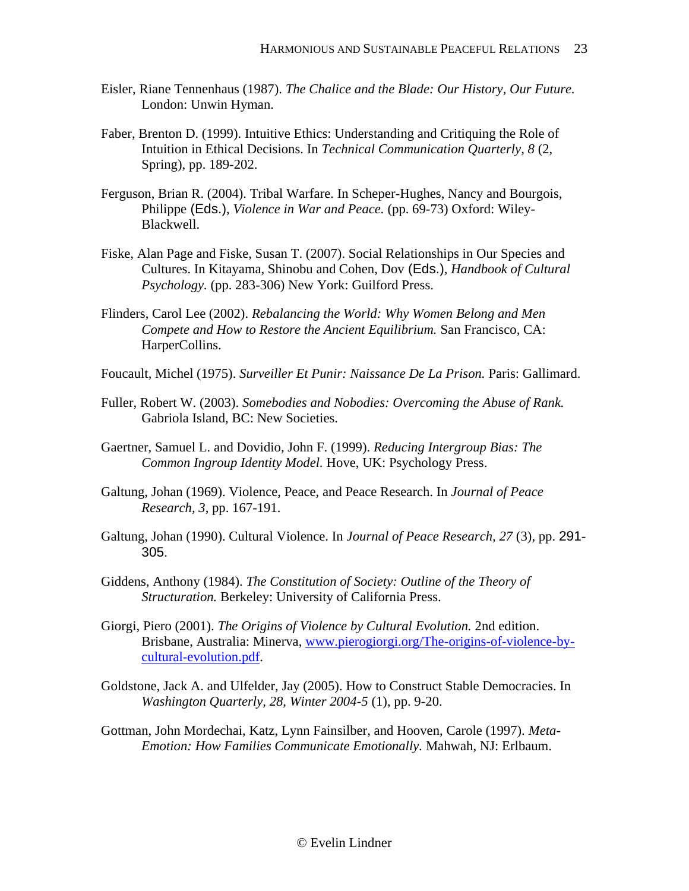Eisler, Riane Tennenhaus (1987). *The Chalice and the Blade: Our History, Our Future.* London: Unwin Hyman.

Faber, Brenton D. (1999). Intuitive Ethics: Understanding and Critiquing the Role of Intuition in Ethical Decisions. In *Technical Communication Quarterly, 8* (2, Spring), pp. 189-202.

Ferguson, Brian R. (2004). Tribal Warfare. In Scheper-Hughes, Nancy and Bourgois, Philippe (Eds.), *Violence in War and Peace.* (pp. 69-73) Oxford: Wiley-Blackwell.

Fiske, Alan Page and Fiske, Susan T. (2007). Social Relationships in Our Species and Cultures. In Kitayama, Shinobu and Cohen, Dov (Eds.), *Handbook of Cultural Psychology.* (pp. 283-306) New York: Guilford Press.

Flinders, Carol Lee (2002). *Rebalancing the World: Why Women Belong and Men Compete and How to Restore the Ancient Equilibrium.* San Francisco, CA: HarperCollins.

Foucault, Michel (1975). *Surveiller Et Punir: Naissance De La Prison.* Paris: Gallimard.

Fuller, Robert W. (2003). *Somebodies and Nobodies: Overcoming the Abuse of Rank.* Gabriola Island, BC: New Societies.

Gaertner, Samuel L. and Dovidio, John F. (1999). *Reducing Intergroup Bias: The Common Ingroup Identity Model.* Hove, UK: Psychology Press.

Galtung, Johan (1969). Violence, Peace, and Peace Research. In *Journal of Peace Research, 3*, pp. 167-191.

Galtung, Johan (1990). Cultural Violence. In *Journal of Peace Research, 27* (3), pp. 291-305.

Giddens, Anthony (1984). *The Constitution of Society: Outline of the Theory of Structuration.* Berkeley: University of California Press.

Giorgi, Piero (2001). *The Origins of Violence by Cultural Evolution.* 2nd edition. Brisbane, Australia: Minerva, [www.pierogiorgi.org/The-origins-of-violence-by-cultural-evolution.pdf](www.pierogiorgi.org/The-origins-of-violence-by-cultural-evolution.pdf).

Goldstone, Jack A. and Ulfelder, Jay (2005). How to Construct Stable Democracies. In *Washington Quarterly, 28, Winter 2004-5* (1), pp. 9-20.

Gottman, John Mordechai, Katz, Lynn Fainsilber, and Hooven, Carole (1997). *Meta-Emotion: How Families Communicate Emotionally.* Mahwah, NJ: Erlbaum.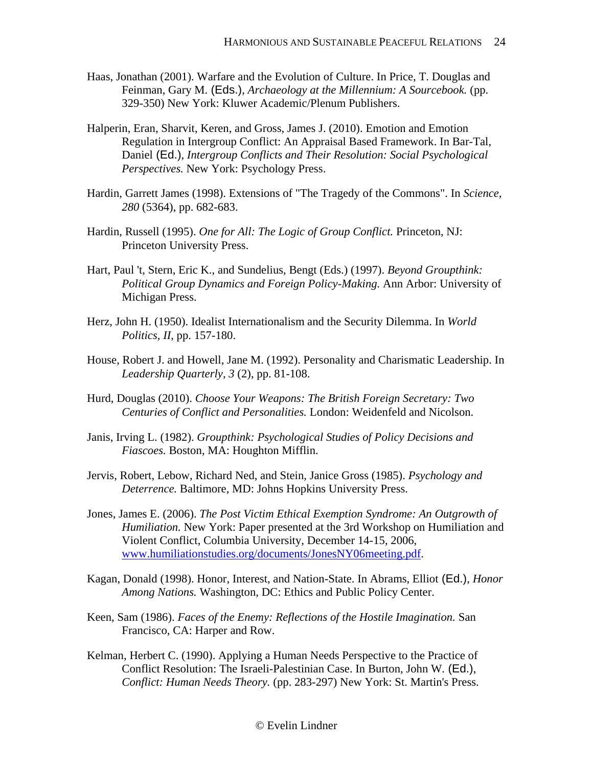Haas, Jonathan (2001). Warfare and the Evolution of Culture. In Price, T. Douglas and Feinman, Gary M. (Eds.), *Archaeology at the Millennium: A Sourcebook.* (pp. 329-350) New York: Kluwer Academic/Plenum Publishers.

Halperin, Eran, Sharvit, Keren, and Gross, James J. (2010). Emotion and Emotion Regulation in Intergroup Conflict: An Appraisal Based Framework. In Bar-Tal, Daniel (Ed.), *Intergroup Conflicts and Their Resolution: Social Psychological Perspectives.* New York: Psychology Press.

Hardin, Garrett James (1998). Extensions of "The Tragedy of the Commons". In *Science, 280* (5364), pp. 682-683.

Hardin, Russell (1995). *One for All: The Logic of Group Conflict.* Princeton, NJ: Princeton University Press.

Hart, Paul 't, Stern, Eric K., and Sundelius, Bengt (Eds.) (1997). *Beyond Groupthink: Political Group Dynamics and Foreign Policy-Making.* Ann Arbor: University of Michigan Press.

Herz, John H. (1950). Idealist Internationalism and the Security Dilemma. In *World Politics, II*, pp. 157-180.

House, Robert J. and Howell, Jane M. (1992). Personality and Charismatic Leadership. In *Leadership Quarterly, 3* (2), pp. 81-108.

Hurd, Douglas (2010). *Choose Your Weapons: The British Foreign Secretary: Two Centuries of Conflict and Personalities.* London: Weidenfeld and Nicolson.

Janis, Irving L. (1982). *Groupthink: Psychological Studies of Policy Decisions and Fiascoes.* Boston, MA: Houghton Mifflin.

Jervis, Robert, Lebow, Richard Ned, and Stein, Janice Gross (1985). *Psychology and Deterrence.* Baltimore, MD: Johns Hopkins University Press.

Jones, James E. (2006). *The Post Victim Ethical Exemption Syndrome: An Outgrowth of Humiliation.* New York: Paper presented at the 3rd Workshop on Humiliation and Violent Conflict, Columbia University, December 14-15, 2006, [www.humiliationstudies.org/documents/JonesNY06meeting.pdf](www.humiliationstudies.org/documents/JonesNY06meeting.pdf).

Kagan, Donald (1998). Honor, Interest, and Nation-State. In Abrams, Elliot (Ed.), *Honor Among Nations.* Washington, DC: Ethics and Public Policy Center.

Keen, Sam (1986). *Faces of the Enemy: Reflections of the Hostile Imagination.* San Francisco, CA: Harper and Row.

Kelman, Herbert C. (1990). Applying a Human Needs Perspective to the Practice of Conflict Resolution: The Israeli-Palestinian Case. In Burton, John W. (Ed.), *Conflict: Human Needs Theory.* (pp. 283-297) New York: St. Martin's Press.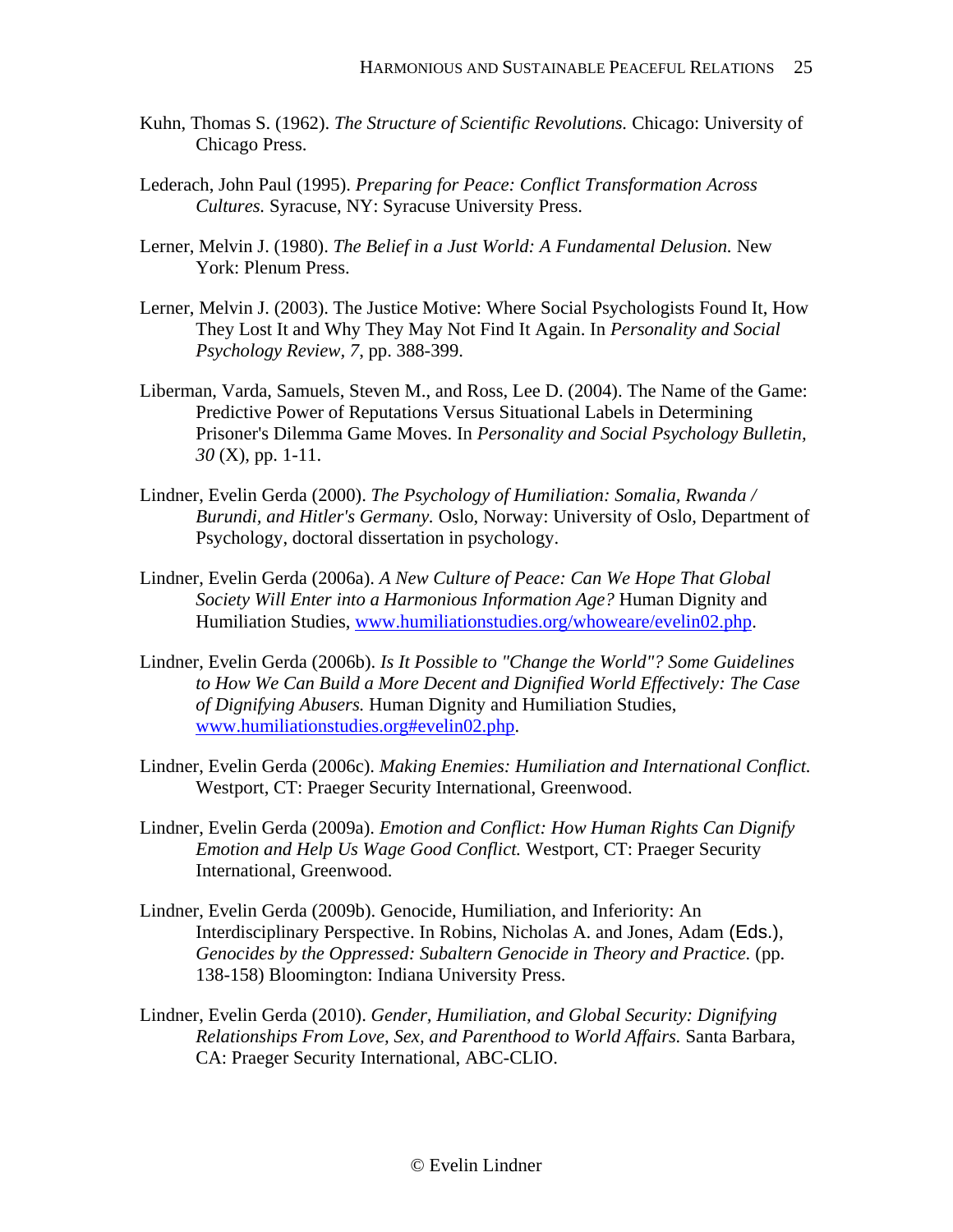Kuhn, Thomas S. (1962). *The Structure of Scientific Revolutions.* Chicago: University of Chicago Press.

Lederach, John Paul (1995). *Preparing for Peace: Conflict Transformation Across Cultures.* Syracuse, NY: Syracuse University Press.

Lerner, Melvin J. (1980). *The Belief in a Just World: A Fundamental Delusion.* New York: Plenum Press.

Lerner, Melvin J. (2003). The Justice Motive: Where Social Psychologists Found It, How They Lost It and Why They May Not Find It Again. In *Personality and Social Psychology Review, 7,* pp. 388-399.

Liberman, Varda, Samuels, Steven M., and Ross, Lee D. (2004). The Name of the Game: Predictive Power of Reputations Versus Situational Labels in Determining Prisoner's Dilemma Game Moves. In *Personality and Social Psychology Bulletin, 30* (X), pp. 1-11.

Lindner, Evelin Gerda (2000). *The Psychology of Humiliation: Somalia, Rwanda / Burundi, and Hitler's Germany.* Oslo, Norway: University of Oslo, Department of Psychology, doctoral dissertation in psychology.

Lindner, Evelin Gerda (2006a). *A New Culture of Peace: Can We Hope That Global Society Will Enter into a Harmonious Information Age?* Human Dignity and Humiliation Studies, www.humiliationstudies.org/whoweare/evelin02.php.

Lindner, Evelin Gerda (2006b). *Is It Possible to "Change the World"? Some Guidelines to How We Can Build a More Decent and Dignified World Effectively: The Case of Dignifying Abusers.* Human Dignity and Humiliation Studies, www.humiliationstudies.org#evelin02.php.

Lindner, Evelin Gerda (2006c). *Making Enemies: Humiliation and International Conflict.* Westport, CT: Praeger Security International, Greenwood.

Lindner, Evelin Gerda (2009a). *Emotion and Conflict: How Human Rights Can Dignify Emotion and Help Us Wage Good Conflict.* Westport, CT: Praeger Security International, Greenwood.

Lindner, Evelin Gerda (2009b). Genocide, Humiliation, and Inferiority: An Interdisciplinary Perspective. In Robins, Nicholas A. and Jones, Adam (Eds.), *Genocides by the Oppressed: Subaltern Genocide in Theory and Practice.* (pp. 138-158) Bloomington: Indiana University Press.

Lindner, Evelin Gerda (2010). *Gender, Humiliation, and Global Security: Dignifying Relationships From Love, Sex, and Parenthood to World Affairs.* Santa Barbara, CA: Praeger Security International, ABC-CLIO.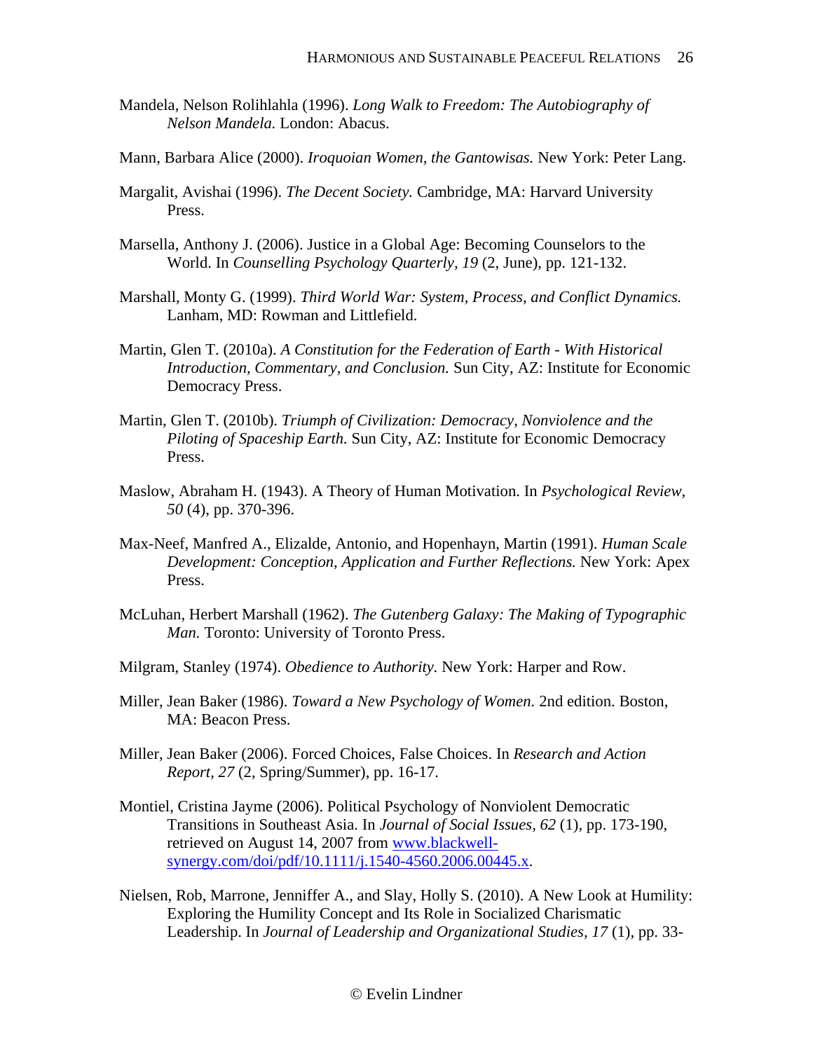Mandela, Nelson Rolihlahla (1996). *Long Walk to Freedom: The Autobiography of Nelson Mandela.* London: Abacus.

Mann, Barbara Alice (2000). *Iroquoian Women, the Gantowisas.* New York: Peter Lang.

Margalit, Avishai (1996). *The Decent Society.* Cambridge, MA: Harvard University Press.

Marsella, Anthony J. (2006). Justice in a Global Age: Becoming Counselors to the World. In *Counselling Psychology Quarterly, 19* (2, June), pp. 121-132.

Marshall, Monty G. (1999). *Third World War: System, Process, and Conflict Dynamics.* Lanham, MD: Rowman and Littlefield.

Martin, Glen T. (2010a). *A Constitution for the Federation of Earth - With Historical Introduction, Commentary, and Conclusion.* Sun City, AZ: Institute for Economic Democracy Press.

Martin, Glen T. (2010b). *Triumph of Civilization: Democracy, Nonviolence and the Piloting of Spaceship Earth.* Sun City, AZ: Institute for Economic Democracy Press.

Maslow, Abraham H. (1943). A Theory of Human Motivation. In *Psychological Review, 50* (4), pp. 370-396.

Max-Neef, Manfred A., Elizalde, Antonio, and Hopenhayn, Martin (1991). *Human Scale Development: Conception, Application and Further Reflections.* New York: Apex Press.

McLuhan, Herbert Marshall (1962). *The Gutenberg Galaxy: The Making of Typographic Man.* Toronto: University of Toronto Press.

Milgram, Stanley (1974). *Obedience to Authority.* New York: Harper and Row.

Miller, Jean Baker (1986). *Toward a New Psychology of Women.* 2nd edition. Boston, MA: Beacon Press.

Miller, Jean Baker (2006). Forced Choices, False Choices. In *Research and Action Report, 27* (2, Spring/Summer), pp. 16-17.

Montiel, Cristina Jayme (2006). Political Psychology of Nonviolent Democratic Transitions in Southeast Asia. In *Journal of Social Issues, 62* (1), pp. 173-190, retrieved on August 14, 2007 from [www.blackwell-synergy.com/doi/pdf/10.1111/j.1540-4560.2006.00445.x](www.blackwell-synergy.com/doi/pdf/10.1111/j.1540-4560.2006.00445.x).

Nielsen, Rob, Marrone, Jenniffer A., and Slay, Holly S. (2010). A New Look at Humility: Exploring the Humility Concept and Its Role in Socialized Charismatic Leadership. In *Journal of Leadership and Organizational Studies, 17* (1), pp. 33-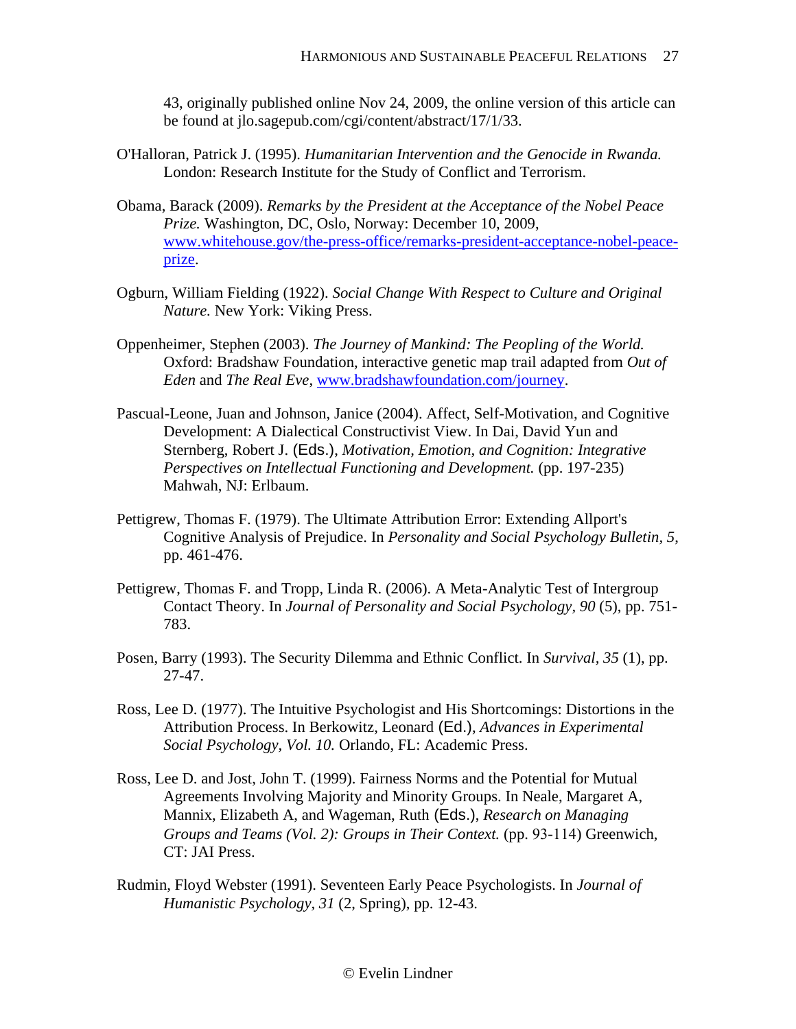43, originally published online Nov 24, 2009, the online version of this article can be found at jlo.sagepub.com/cgi/content/abstract/17/1/33.

O'Halloran, Patrick J. (1995). *Humanitarian Intervention and the Genocide in Rwanda.* London: Research Institute for the Study of Conflict and Terrorism.

Obama, Barack (2009). *Remarks by the President at the Acceptance of the Nobel Peace Prize.* Washington, DC, Oslo, Norway: December 10, 2009, [www.whitehouse.gov/the-press-office/remarks-president-acceptance-nobel-peace-prize](www.whitehouse.gov/the-press-office/remarks-president-acceptance-nobel-peace-prize).

Ogburn, William Fielding (1922). *Social Change With Respect to Culture and Original Nature.* New York: Viking Press.

Oppenheimer, Stephen (2003). *The Journey of Mankind: The Peopling of the World.* Oxford: Bradshaw Foundation, interactive genetic map trail adapted from *Out of Eden* and *The Real Eve*, [www.bradshawfoundation.com/journey](www.bradshawfoundation.com/journey).

Pascual-Leone, Juan and Johnson, Janice (2004). Affect, Self-Motivation, and Cognitive Development: A Dialectical Constructivist View. In Dai, David Yun and Sternberg, Robert J. (Eds.), *Motivation, Emotion, and Cognition: Integrative Perspectives on Intellectual Functioning and Development.* (pp. 197-235) Mahwah, NJ: Erlbaum.

Pettigrew, Thomas F. (1979). The Ultimate Attribution Error: Extending Allport's Cognitive Analysis of Prejudice. In *Personality and Social Psychology Bulletin, 5*, pp. 461-476.

Pettigrew, Thomas F. and Tropp, Linda R. (2006). A Meta-Analytic Test of Intergroup Contact Theory. In *Journal of Personality and Social Psychology, 90* (5), pp. 751-783.

Posen, Barry (1993). The Security Dilemma and Ethnic Conflict. In *Survival, 35* (1), pp. 27-47.

Ross, Lee D. (1977). The Intuitive Psychologist and His Shortcomings: Distortions in the Attribution Process. In Berkowitz, Leonard (Ed.), *Advances in Experimental Social Psychology, Vol. 10.* Orlando, FL: Academic Press.

Ross, Lee D. and Jost, John T. (1999). Fairness Norms and the Potential for Mutual Agreements Involving Majority and Minority Groups. In Neale, Margaret A, Mannix, Elizabeth A, and Wageman, Ruth (Eds.), *Research on Managing Groups and Teams (Vol. 2): Groups in Their Context.* (pp. 93-114) Greenwich, CT: JAI Press.

Rudmin, Floyd Webster (1991). Seventeen Early Peace Psychologists. In *Journal of Humanistic Psychology, 31* (2, Spring), pp. 12-43.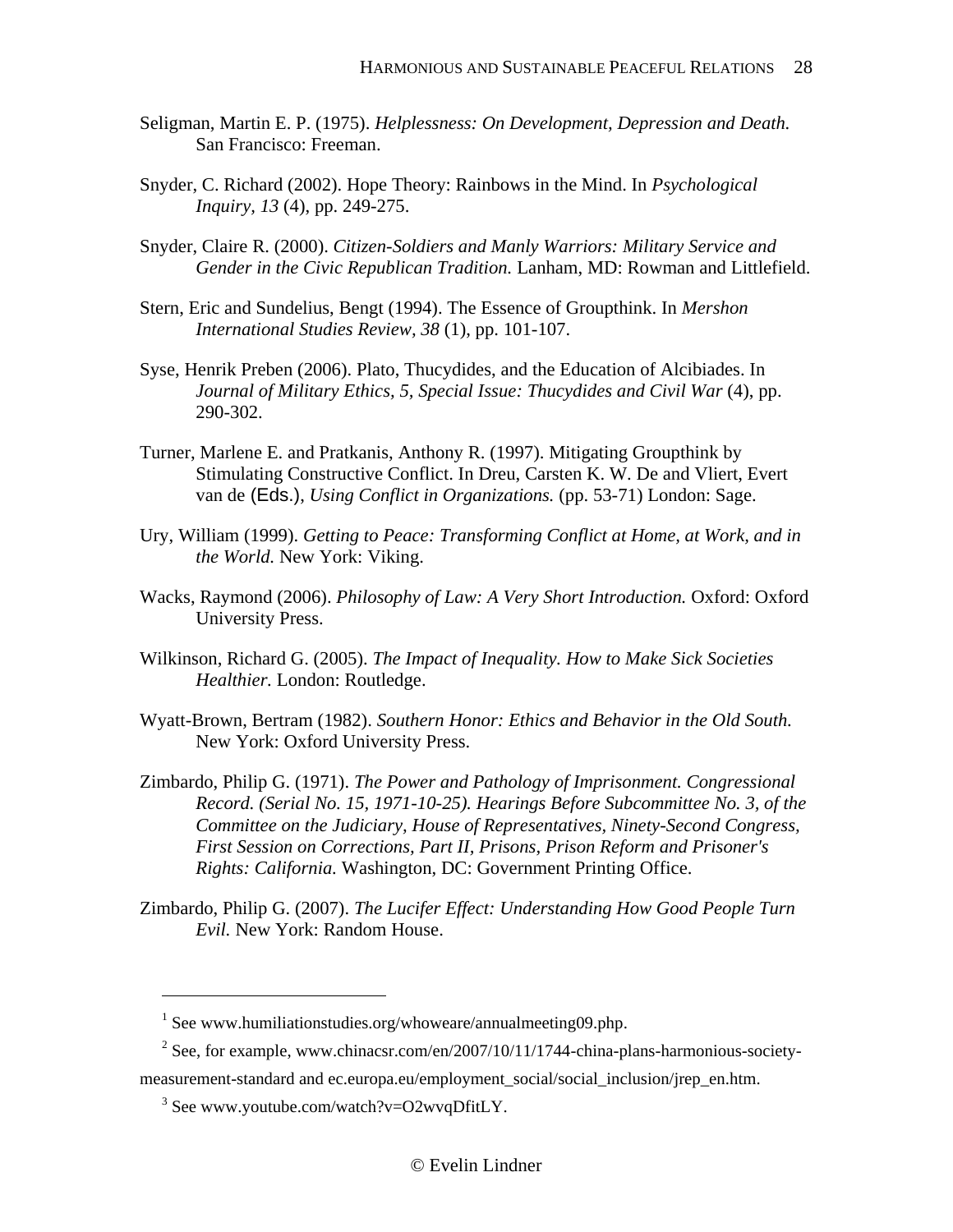Seligman, Martin E. P. (1975). *Helplessness: On Development, Depression and Death.* San Francisco: Freeman.

Snyder, C. Richard (2002). Hope Theory: Rainbows in the Mind. In *Psychological Inquiry, 13* (4), pp. 249-275.

Snyder, Claire R. (2000). *Citizen-Soldiers and Manly Warriors: Military Service and Gender in the Civic Republican Tradition.* Lanham, MD: Rowman and Littlefield.

Stern, Eric and Sundelius, Bengt (1994). The Essence of Groupthink. In *Mershon International Studies Review, 38* (1), pp. 101-107.

Syse, Henrik Preben (2006). Plato, Thucydides, and the Education of Alcibiades. In *Journal of Military Ethics, 5, Special Issue: Thucydides and Civil War* (4), pp. 290-302.

Turner, Marlene E. and Pratkanis, Anthony R. (1997). Mitigating Groupthink by Stimulating Constructive Conflict. In Dreu, Carsten K. W. De and Vliert, Evert van de (Eds.), *Using Conflict in Organizations.* (pp. 53-71) London: Sage.

Ury, William (1999). *Getting to Peace: Transforming Conflict at Home, at Work, and in the World.* New York: Viking.

Wacks, Raymond (2006). *Philosophy of Law: A Very Short Introduction.* Oxford: Oxford University Press.

Wilkinson, Richard G. (2005). *The Impact of Inequality. How to Make Sick Societies Healthier.* London: Routledge.

Wyatt-Brown, Bertram (1982). *Southern Honor: Ethics and Behavior in the Old South.* New York: Oxford University Press.

Zimbardo, Philip G. (1971). *The Power and Pathology of Imprisonment. Congressional Record. (Serial No. 15, 1971-10-25). Hearings Before Subcommittee No. 3, of the Committee on the Judiciary, House of Representatives, Ninety-Second Congress, First Session on Corrections, Part II, Prisons, Prison Reform and Prisoner's Rights: California.* Washington, DC: Government Printing Office.

Zimbardo, Philip G. (2007). *The Lucifer Effect: Understanding How Good People Turn Evil.* New York: Random House.

---

[1] See www.humiliationstudies.org/whoweare/annualmeeting09.php.

[2] See, for example, www.chinacsr.com/en/2007/10/11/1744-china-plans-harmonious-society-measurement-standard and ec.europa.eu/employment_social/social_inclusion/jrep_en.htm.

[3] See www.youtube.com/watch?v=O2wvqDfitLY.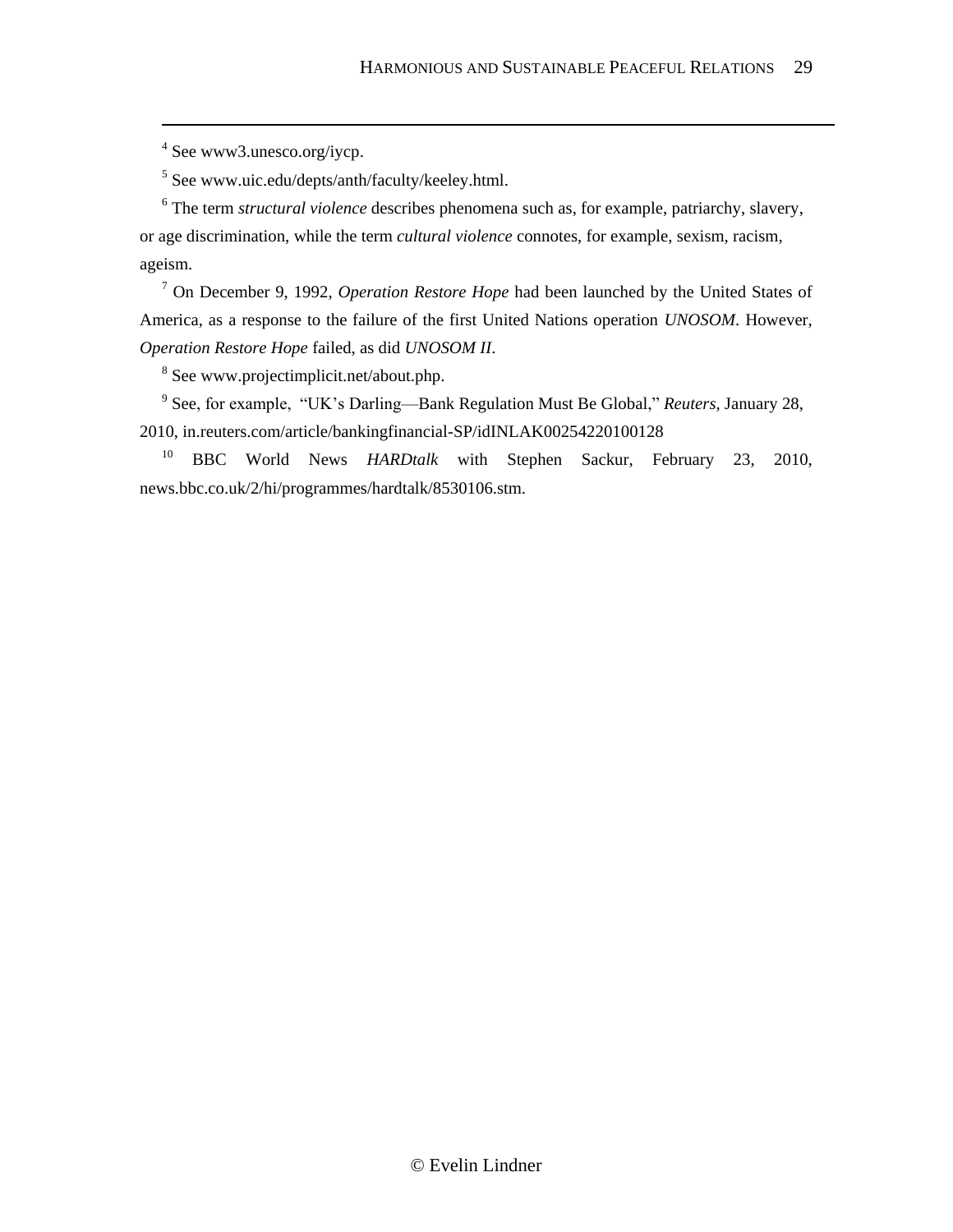[4] See www3.unesco.org/iycp.

[5] See www.uic.edu/depts/anth/faculty/keeley.html.

[6] The term *structural violence* describes phenomena such as, for example, patriarchy, slavery, or age discrimination, while the term *cultural violence* connotes, for example, sexism, racism, ageism.

[7] On December 9, 1992, *Operation Restore Hope* had been launched by the United States of America, as a response to the failure of the first United Nations operation *UNOSOM*. However, *Operation Restore Hope* failed, as did *UNOSOM II*.

[8] See www.projectimplicit.net/about.php.

[9] See, for example, "UK's Darling—Bank Regulation Must Be Global," *Reuters*, January 28, 2010, in.reuters.com/article/bankingfinancial-SP/idINLAK00254220100128

[10] BBC World News *HARDtalk* with Stephen Sackur, February 23, 2010, news.bbc.co.uk/2/hi/programmes/hardtalk/8530106.stm.

© Evelin Lindner